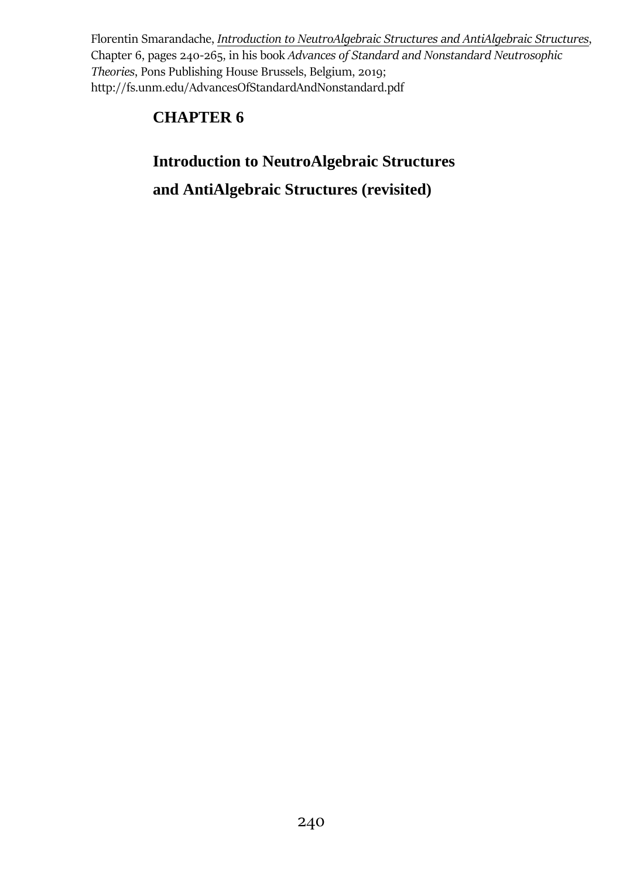Florentin Smarandache, *Introduction to NeutroAlgebraic Structures and AntiAlgebraic Structures*, Chapter 6, pages 240-265, in his book *Advances of Standard and Nonstandard Neutrosophic Theories*, Pons Publishing House Brussels, Belgium, 2019; http://fs.unm.edu/AdvancesOfStandardAndNonstandard.pdf

# CHAPTER 6

## Introduction to NeutroAlgebraic Structures and AntiAlgebraic Structures (revisited)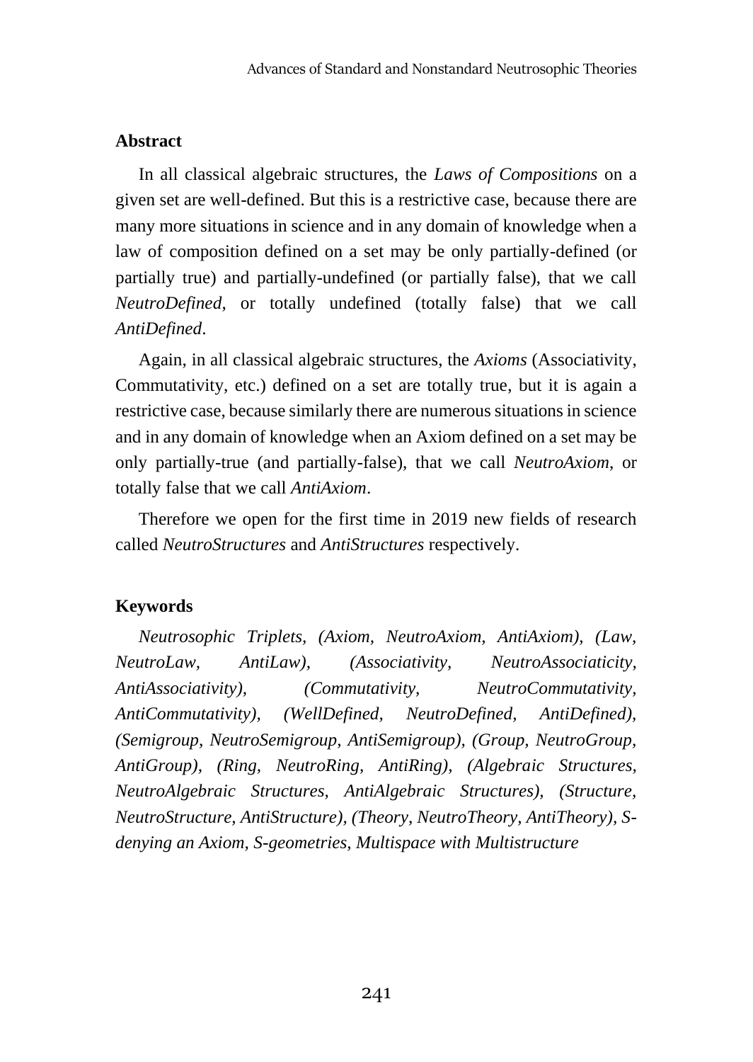## Abstract

In all classical algebraic structures, the *Laws of Compositions* on a given set are well-defined. But this is a restrictive case, because there are many more situations in science and in any domain of knowledge when a law of composition defined on a set may be only partially-defined (or partially true) and partially-undefined (or partially false), that we call *NeutroDefined*, or totally undefined (totally false) that we call *AntiDefined*.

Again, in all classical algebraic structures, the *Axioms* (Associativity, Commutativity, etc.) defined on a set are totally true, but it is again a restrictive case, because similarly there are numerous situations in science and in any domain of knowledge when an Axiom defined on a set may be only partially-true (and partially-false), that we call *NeutroAxiom*, or totally false that we call *AntiAxiom*.

Therefore we open for the first time in 2019 new fields of research called *NeutroStructures* and *AntiStructures* respectively.

## Keywords

*Neutrosophic Triplets, (Axiom, NeutroAxiom, AntiAxiom), (Law, NeutroLaw, AntiLaw), (Associativity, NeutroAssociaticity, AntiAssociativity), (Commutativity, NeutroCommutativity, AntiCommutativity), (WellDefined, NeutroDefined, AntiDefined), (Semigroup, NeutroSemigroup, AntiSemigroup), (Group, NeutroGroup, AntiGroup), (Ring, NeutroRing, AntiRing), (Algebraic Structures, NeutroAlgebraic Structures, AntiAlgebraic Structures), (Structure, NeutroStructure, AntiStructure), (Theory, NeutroTheory, AntiTheory), S-denying an Axiom, S-geometries, Multispace with Multistructure*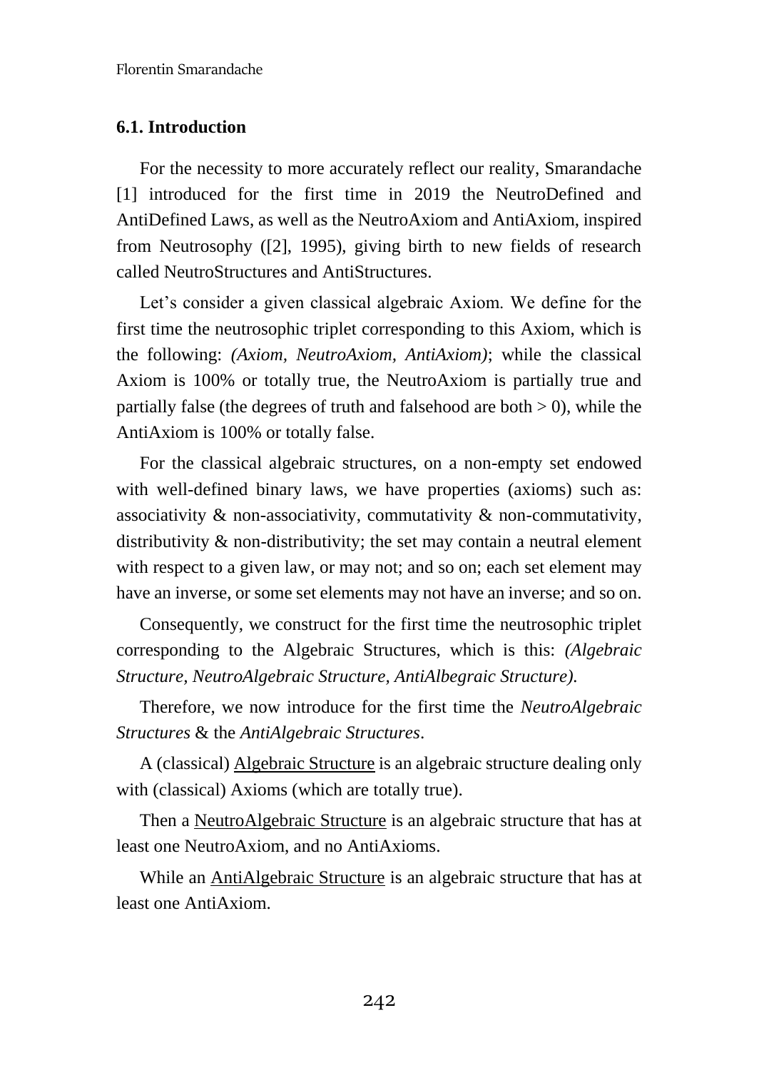## 6.1. Introduction

For the necessity to more accurately reflect our reality, Smarandache [1] introduced for the first time in 2019 the NeutroDefined and AntiDefined Laws, as well as the NeutroAxiom and AntiAxiom, inspired from Neutrosophy ([2], 1995), giving birth to new fields of research called NeutroStructures and AntiStructures.

Let's consider a given classical algebraic Axiom. We define for the first time the neutrosophic triplet corresponding to this Axiom, which is the following: *(Axiom, NeutroAxiom, AntiAxiom)*; while the classical Axiom is 100% or totally true, the NeutroAxiom is partially true and partially false (the degrees of truth and falsehood are both $> 0$), while the AntiAxiom is 100% or totally false.

For the classical algebraic structures, on a non-empty set endowed with well-defined binary laws, we have properties (axioms) such as: associativity & non-associativity, commutativity & non-commutativity, distributivity & non-distributivity; the set may contain a neutral element with respect to a given law, or may not; and so on; each set element may have an inverse, or some set elements may not have an inverse; and so on.

Consequently, we construct for the first time the neutrosophic triplet corresponding to the Algebraic Structures, which is this: *(Algebraic Structure, NeutroAlgebraic Structure, AntiAlbegraic Structure).*

Therefore, we now introduce for the first time the *NeutroAlgebraic Structures* & the *AntiAlgebraic Structures*.

A (classical) Algebraic Structure is an algebraic structure dealing only with (classical) Axioms (which are totally true).

Then a NeutroAlgebraic Structure is an algebraic structure that has at least one NeutroAxiom, and no AntiAxioms.

While an AntiAlgebraic Structure is an algebraic structure that has at least one AntiAxiom.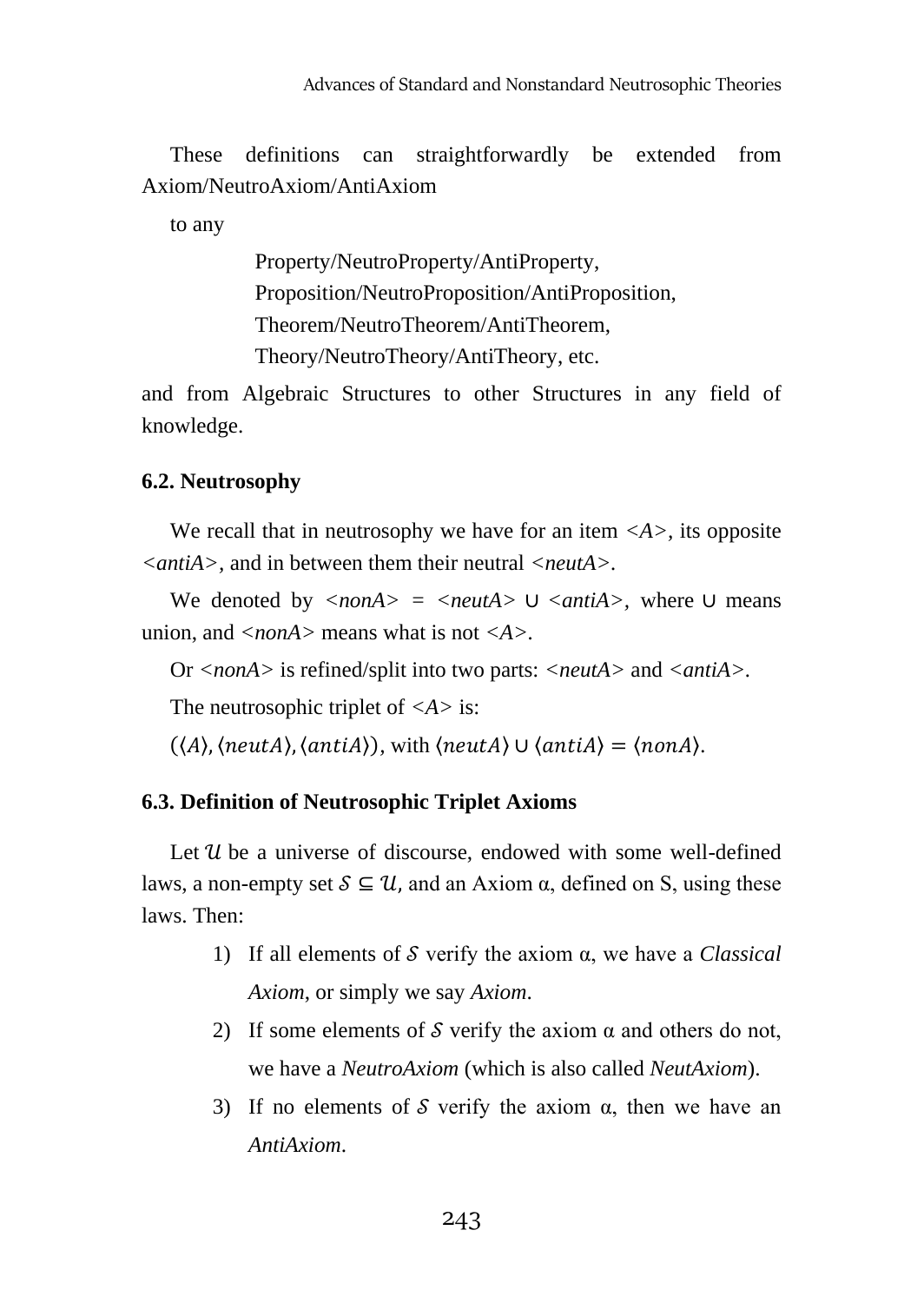These definitions can straightforwardly be extended from Axiom/NeutroAxiom/AntiAxiom

to any

Property/NeutroProperty/AntiProperty,
Proposition/NeutroProposition/AntiProposition,
Theorem/NeutroTheorem/AntiTheorem,
Theory/NeutroTheory/AntiTheory, etc.

and from Algebraic Structures to other Structures in any field of knowledge.

### 6.2. Neutrosophy

We recall that in neutrosophy we have for an item <*A*>, its opposite <*antiA*>, and in between them their neutral <*neutA*>.

We denoted by <*nonA*> = <*neutA*> ∪ <*antiA*>, where ∪ means union, and <*nonA*> means what is not <*A*>.

Or <*nonA*> is refined/split into two parts: <*neutA*> and <*antiA*>.

The neutrosophic triplet of <*A*> is:

$(\langle A\rangle, \langle neutA\rangle, \langle antiA\rangle)$, with $\langle neutA\rangle \cup \langle antiA\rangle = \langle nonA\rangle$.

### 6.3. Definition of Neutrosophic Triplet Axioms

Let $\mathcal{U}$ be a universe of discourse, endowed with some well-defined laws, a non-empty set $\mathcal{S} \subseteq \mathcal{U}$, and an Axiom α, defined on S, using these laws. Then:

1) If all elements of $\mathcal{S}$ verify the axiom α, we have a *Classical Axiom*, or simply we say *Axiom*.
2) If some elements of $\mathcal{S}$ verify the axiom α and others do not, we have a *NeutroAxiom* (which is also called *NeutAxiom*).
3) If no elements of $\mathcal{S}$ verify the axiom α, then we have an *AntiAxiom*.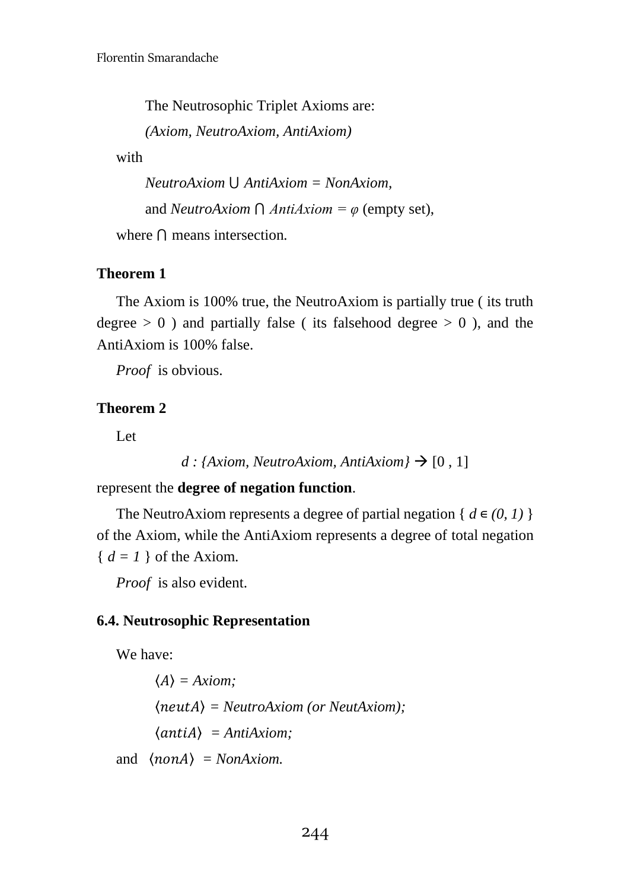The Neutrosophic Triplet Axioms are:

*(Axiom, NeutroAxiom, AntiAxiom)*

with

*NeutroAxiom* ⋃ *AntiAxiom = NonAxiom,*

and *NeutroAxiom* ⋂ *AntiAxiom = φ* (empty set),

where ⋂ means intersection.

**Theorem 1**

The Axiom is 100% true, the NeutroAxiom is partially true ( its truth degree > 0 ) and partially false ( its falsehood degree > 0 ), and the AntiAxiom is 100% false.

*Proof* is obvious.

**Theorem 2**

Let

$$d : \{Axiom, NeutroAxiom, AntiAxiom\} \rightarrow [0 , 1]$$

represent the **degree of negation function**.

The NeutroAxiom represents a degree of partial negation { $d \in (0, 1)$ } of the Axiom, while the AntiAxiom represents a degree of total negation { $d = 1$ } of the Axiom.

*Proof* is also evident.

### 6.4. Neutrosophic Representation

We have:

$\langle A \rangle$ = *Axiom;*

$\langle neutA \rangle$ = *NeutroAxiom (or NeutAxiom);*

$\langle antiA \rangle$ = *AntiAxiom;*

and $\langle nonA \rangle$ = *NonAxiom.*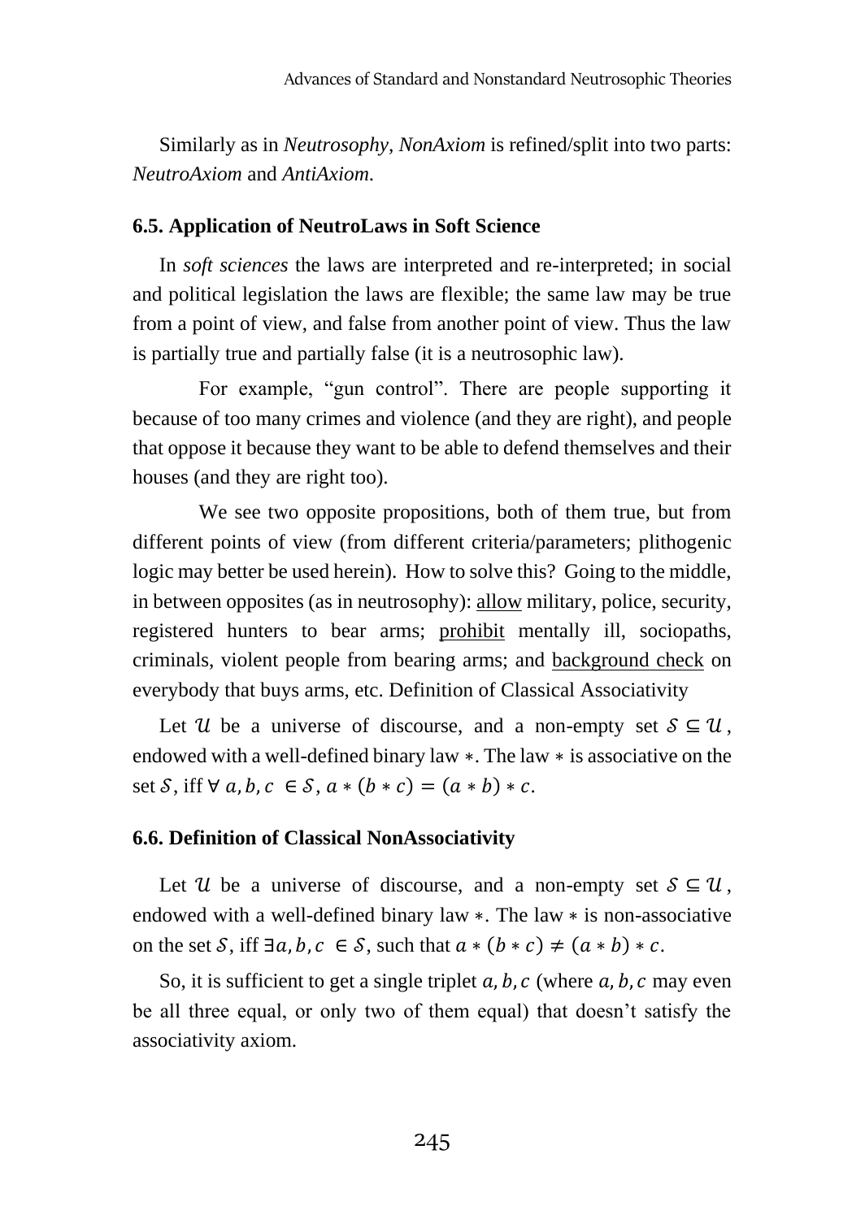Similarly as in *Neutrosophy*, *NonAxiom* is refined/split into two parts: *NeutroAxiom* and *AntiAxiom*.

### 6.5. Application of NeutroLaws in Soft Science

In *soft sciences* the laws are interpreted and re-interpreted; in social and political legislation the laws are flexible; the same law may be true from a point of view, and false from another point of view. Thus the law is partially true and partially false (it is a neutrosophic law).

For example, "gun control". There are people supporting it because of too many crimes and violence (and they are right), and people that oppose it because they want to be able to defend themselves and their houses (and they are right too).

We see two opposite propositions, both of them true, but from different points of view (from different criteria/parameters; plithogenic logic may better be used herein). How to solve this? Going to the middle, in between opposites (as in neutrosophy): allow military, police, security, registered hunters to bear arms; prohibit mentally ill, sociopaths, criminals, violent people from bearing arms; and background check on everybody that buys arms, etc. Definition of Classical Associativity

Let $\mathcal{U}$ be a universe of discourse, and a non-empty set $\mathcal{S} \subseteq \mathcal{U}$, endowed with a well-defined binary law $*$. The law $*$ is associative on the set $\mathcal{S}$, iff $\forall\, a, b, c \in \mathcal{S}$, $a * (b * c) = (a * b) * c$.

### 6.6. Definition of Classical NonAssociativity

Let $\mathcal{U}$ be a universe of discourse, and a non-empty set $\mathcal{S} \subseteq \mathcal{U}$, endowed with a well-defined binary law $*$. The law $*$ is non-associative on the set $\mathcal{S}$, iff $\exists a, b, c \in \mathcal{S}$, such that $a * (b * c) \neq (a * b) * c$.

So, it is sufficient to get a single triplet $a, b, c$ (where $a, b, c$ may even be all three equal, or only two of them equal) that doesn't satisfy the associativity axiom.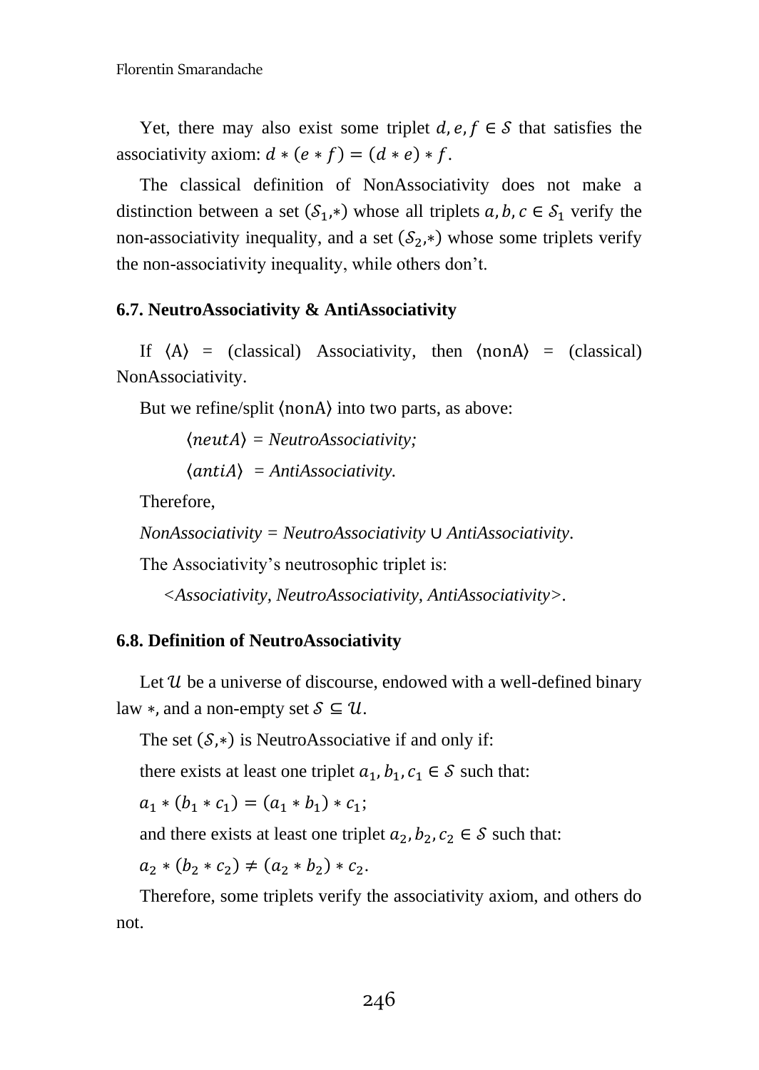Yet, there may also exist some triplet $d, e, f \in \mathcal{S}$ that satisfies the associativity axiom: $d * (e * f) = (d * e) * f$.

The classical definition of NonAssociativity does not make a distinction between a set $(\mathcal{S}_1,*)$ whose all triplets $a, b, c \in \mathcal{S}_1$ verify the non-associativity inequality, and a set $(\mathcal{S}_2,*)$ whose some triplets verify the non-associativity inequality, while others don't.

### 6.7. NeutroAssociativity & AntiAssociativity

If $\langle \mathrm{A} \rangle$ = (classical) Associativity, then $\langle \mathrm{nonA} \rangle$ = (classical) NonAssociativity.

But we refine/split $\langle \mathrm{nonA} \rangle$ into two parts, as above:

$\langle neutA \rangle$ = *NeutroAssociativity;*

$\langle antiA \rangle$ = *AntiAssociativity.*

Therefore,

*NonAssociativity = NeutroAssociativity* ∪ *AntiAssociativity*.

The Associativity's neutrosophic triplet is:

*<Associativity, NeutroAssociativity, AntiAssociativity>*.

### 6.8. Definition of NeutroAssociativity

Let $\mathcal{U}$ be a universe of discourse, endowed with a well-defined binary law $*$, and a non-empty set $\mathcal{S} \subseteq \mathcal{U}$.

The set $(\mathcal{S},*)$ is NeutroAssociative if and only if:

there exists at least one triplet $a_1, b_1, c_1 \in \mathcal{S}$ such that:

$a_1 * (b_1 * c_1) = (a_1 * b_1) * c_1$;

and there exists at least one triplet $a_2, b_2, c_2 \in \mathcal{S}$ such that:

$a_2 * (b_2 * c_2) \neq (a_2 * b_2) * c_2$.

Therefore, some triplets verify the associativity axiom, and others do not.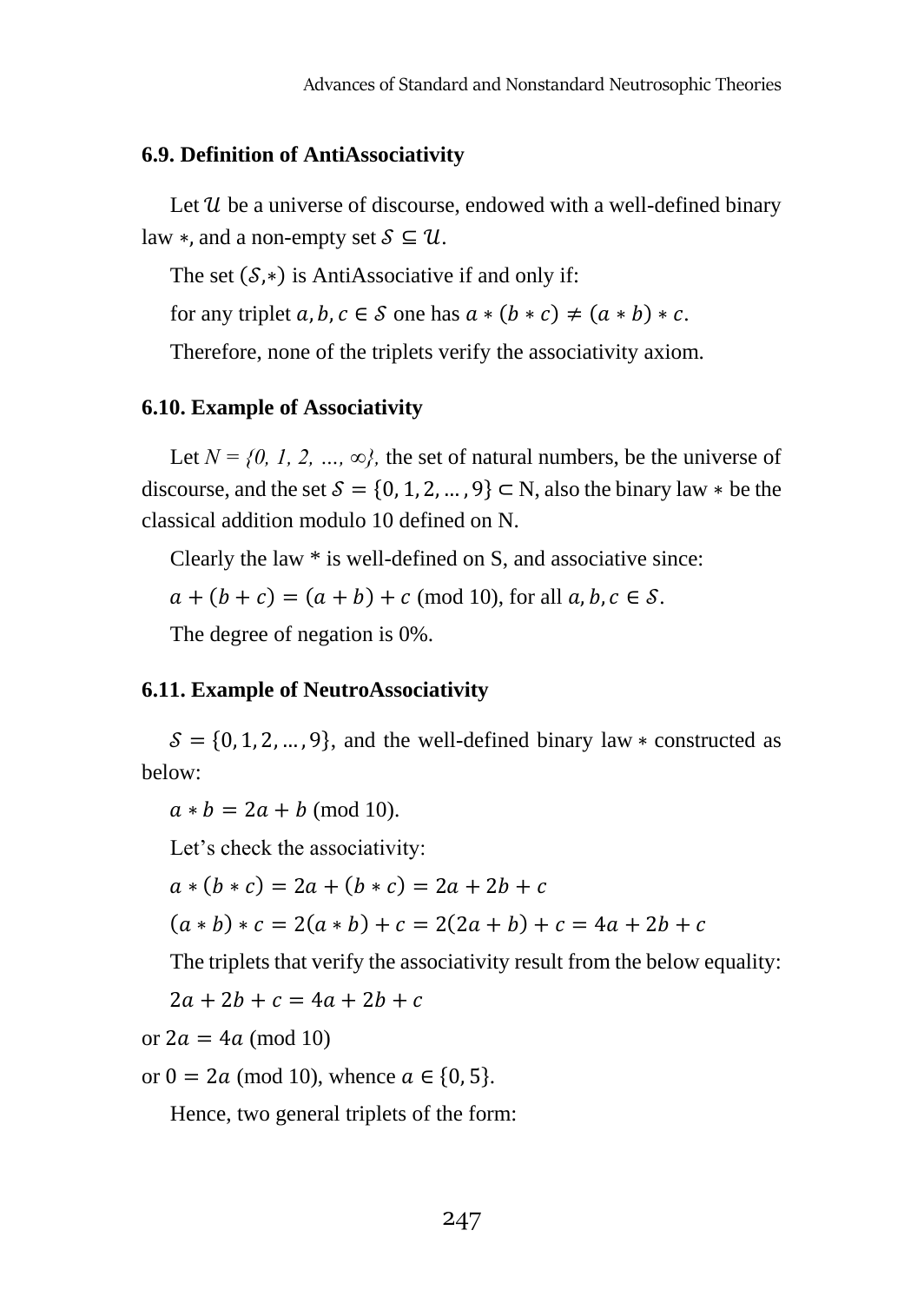### 6.9. Definition of AntiAssociativity

Let $\mathcal{U}$ be a universe of discourse, endowed with a well-defined binary law $*$, and a non-empty set $\mathcal{S} \subseteq \mathcal{U}$.

The set $(\mathcal{S},*)$ is AntiAssociative if and only if:

for any triplet $a, b, c \in \mathcal{S}$ one has $a * (b * c) \neq (a * b) * c$.

Therefore, none of the triplets verify the associativity axiom.

### 6.10. Example of Associativity

Let *N = {0, 1, 2, …, ∞},* the set of natural numbers, be the universe of discourse, and the set $\mathcal{S} = \{0, 1, 2, \ldots, 9\} \subset$ N, also the binary law $*$ be the classical addition modulo 10 defined on N.

Clearly the law * is well-defined on S, and associative since:

$a + (b + c) = (a + b) + c$ (mod 10), for all $a, b, c \in \mathcal{S}$.

The degree of negation is 0%.

### 6.11. Example of NeutroAssociativity

$\mathcal{S} = \{0, 1, 2, \ldots, 9\}$, and the well-defined binary law $*$ constructed as below:

$a * b = 2a + b$ (mod 10).

Let's check the associativity:

$a * (b * c) = 2a + (b * c) = 2a + 2b + c$

$(a * b) * c = 2(a * b) + c = 2(2a + b) + c = 4a + 2b + c$

The triplets that verify the associativity result from the below equality:

$2a + 2b + c = 4a + 2b + c$

or $2a = 4a$ (mod 10)

or $0 = 2a$ (mod 10), whence $a \in \{0, 5\}$.

Hence, two general triplets of the form: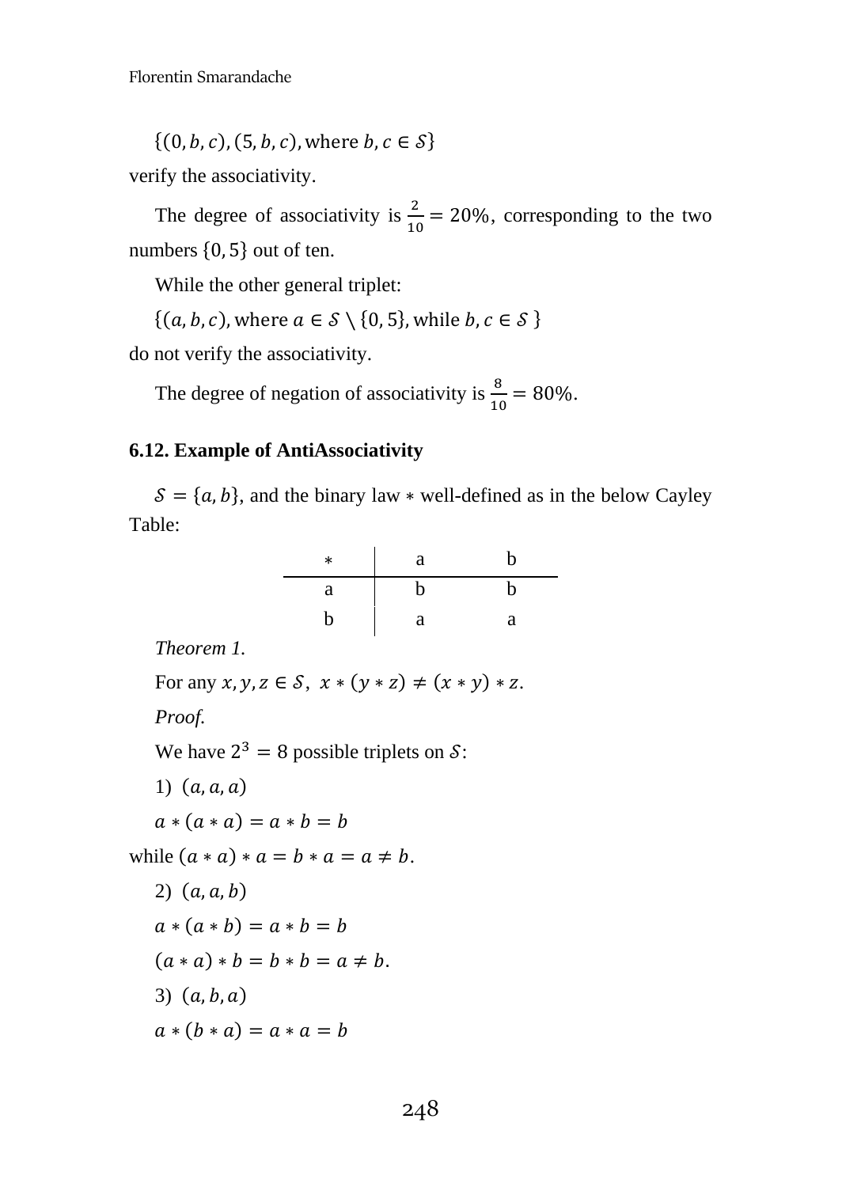$\{(0, b, c), (5, b, c), \text{where } b, c \in \mathcal{S}\}$

verify the associativity.

The degree of associativity is $\frac{2}{10} = 20\%$, corresponding to the two numbers $\{0, 5\}$ out of ten.

While the other general triplet:

$\{(a, b, c), \text{where } a \in \mathcal{S} \setminus \{0, 5\}, \text{while } b, c \in \mathcal{S}\}$

do not verify the associativity.

The degree of negation of associativity is $\frac{8}{10} = 80\%$.

### 6.12. Example of AntiAssociativity

$\mathcal{S} = \{a, b\}$, and the binary law $*$ well-defined as in the below Cayley Table:

| * | a | b |
|---|---|---|
| a | b | b |
| b | a | a |

*Theorem 1.*

For any $x, y, z \in \mathcal{S}$, $x * (y * z) \neq (x * y) * z$.

*Proof.*

We have $2^3 = 8$ possible triplets on $\mathcal{S}$:

1) $(a, a, a)$

$a * (a * a) = a * b = b$

while $(a * a) * a = b * a = a \neq b$.

2) $(a, a, b)$

$a * (a * b) = a * b = b$

$(a * a) * b = b * b = a \neq b$.

3) $(a, b, a)$

$a * (b * a) = a * a = b$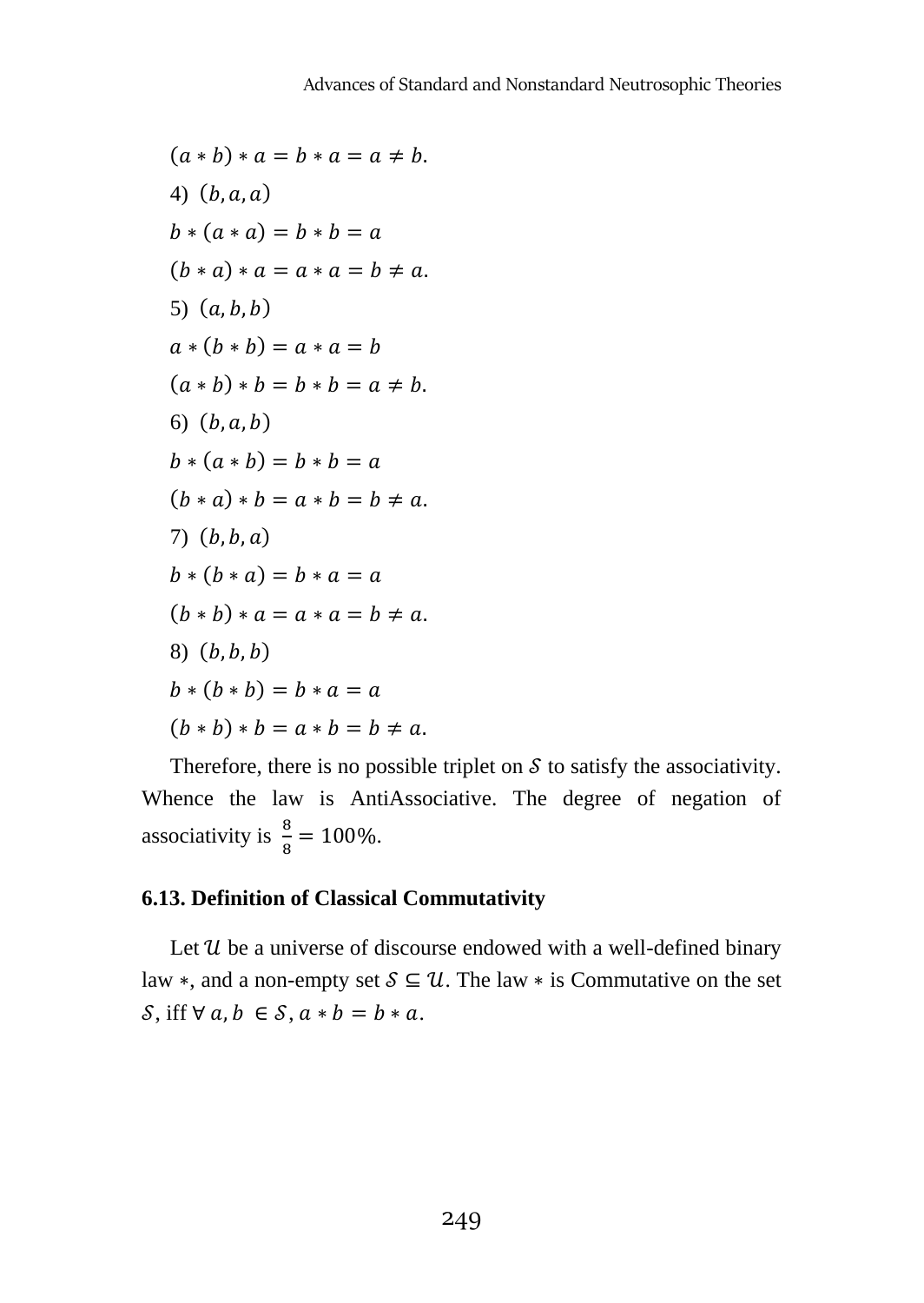$(a * b) * a = b * a = a \neq b.$

4) $(b, a, a)$

$b * (a * a) = b * b = a$

$(b * a) * a = a * a = b \neq a.$

5) $(a, b, b)$

$a * (b * b) = a * a = b$

$(a * b) * b = b * b = a \neq b.$

6) $(b, a, b)$

$b * (a * b) = b * b = a$

$(b * a) * b = a * b = b \neq a.$

7) $(b, b, a)$

$b * (b * a) = b * a = a$

$(b * b) * a = a * a = b \neq a.$

8) $(b, b, b)$

$b * (b * b) = b * a = a$

$(b * b) * b = a * b = b \neq a.$

Therefore, there is no possible triplet on $\mathcal{S}$ to satisfy the associativity. Whence the law is AntiAssociative. The degree of negation of associativity is $\frac{8}{8} = 100\%$.

### 6.13. Definition of Classical Commutativity

Let $\mathcal{U}$ be a universe of discourse endowed with a well-defined binary law $*$, and a non-empty set $\mathcal{S} \subseteq \mathcal{U}$. The law $*$ is Commutative on the set $\mathcal{S}$, iff $\forall\, a, b \in \mathcal{S}$, $a * b = b * a$.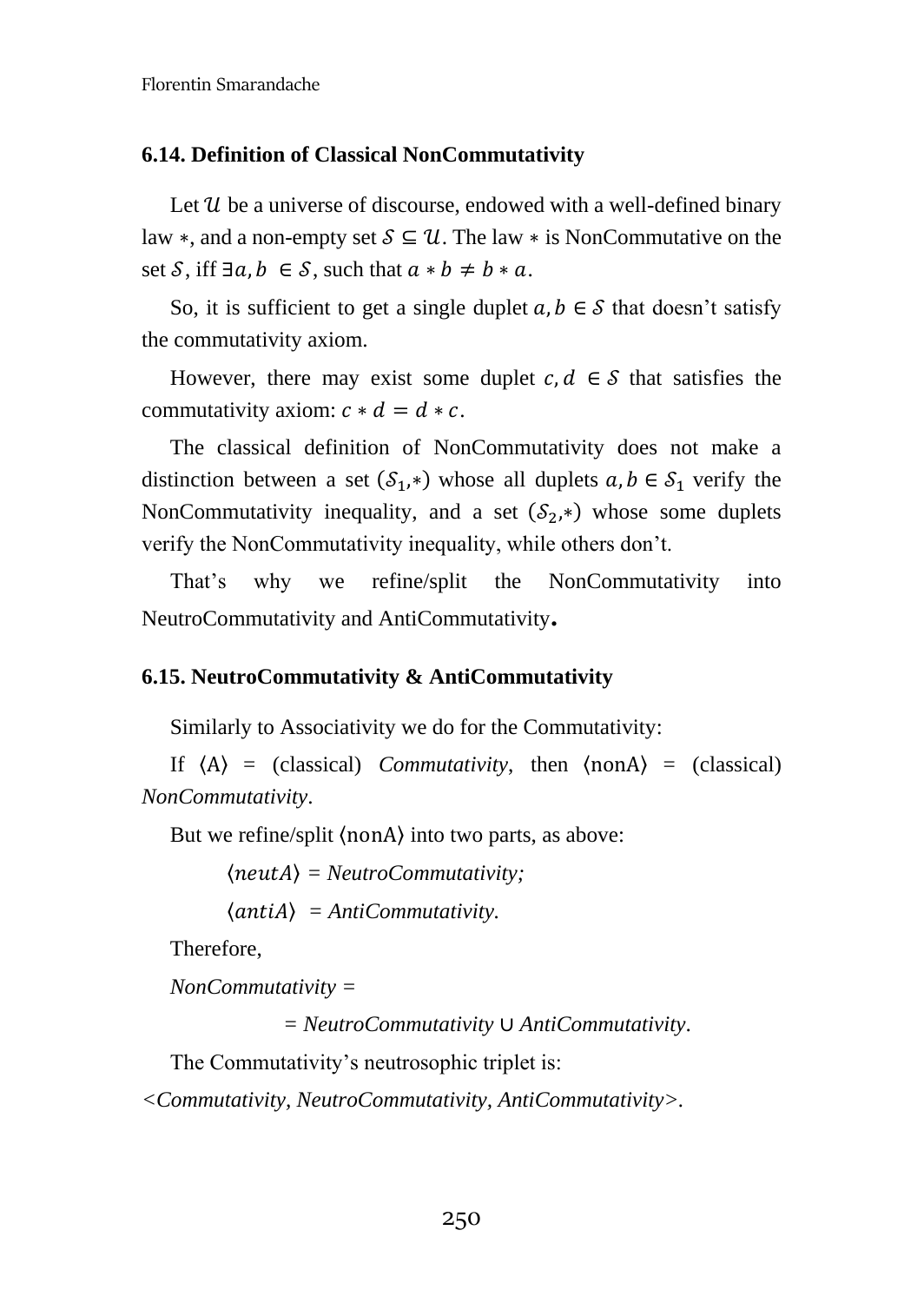### 6.14. Definition of Classical NonCommutativity

Let $\mathcal{U}$ be a universe of discourse, endowed with a well-defined binary law $*$, and a non-empty set $\mathcal{S} \subseteq \mathcal{U}$. The law $*$ is NonCommutative on the set $\mathcal{S}$, iff $\exists a, b \in \mathcal{S}$, such that $a * b \neq b * a$.

So, it is sufficient to get a single duplet $a, b \in \mathcal{S}$ that doesn't satisfy the commutativity axiom.

However, there may exist some duplet $c, d \in \mathcal{S}$ that satisfies the commutativity axiom: $c * d = d * c$.

The classical definition of NonCommutativity does not make a distinction between a set $(\mathcal{S}_1, *)$ whose all duplets $a, b \in \mathcal{S}_1$ verify the NonCommutativity inequality, and a set $(\mathcal{S}_2, *)$ whose some duplets verify the NonCommutativity inequality, while others don't.

That's why we refine/split the NonCommutativity into NeutroCommutativity and AntiCommutativity.

### 6.15. NeutroCommutativity & AntiCommutativity

Similarly to Associativity we do for the Commutativity:

If $\langle \mathrm{A} \rangle$ = (classical) *Commutativity*, then $\langle \mathrm{nonA} \rangle$ = (classical) *NonCommutativity*.

But we refine/split $\langle \mathrm{nonA} \rangle$ into two parts, as above:

$\langle neutA \rangle$ = *NeutroCommutativity;*

$\langle antiA \rangle$ = *AntiCommutativity.*

Therefore,

*NonCommutativity* =

= *NeutroCommutativity* ∪ *AntiCommutativity*.

The Commutativity's neutrosophic triplet is:

*<Commutativity, NeutroCommutativity, AntiCommutativity>*.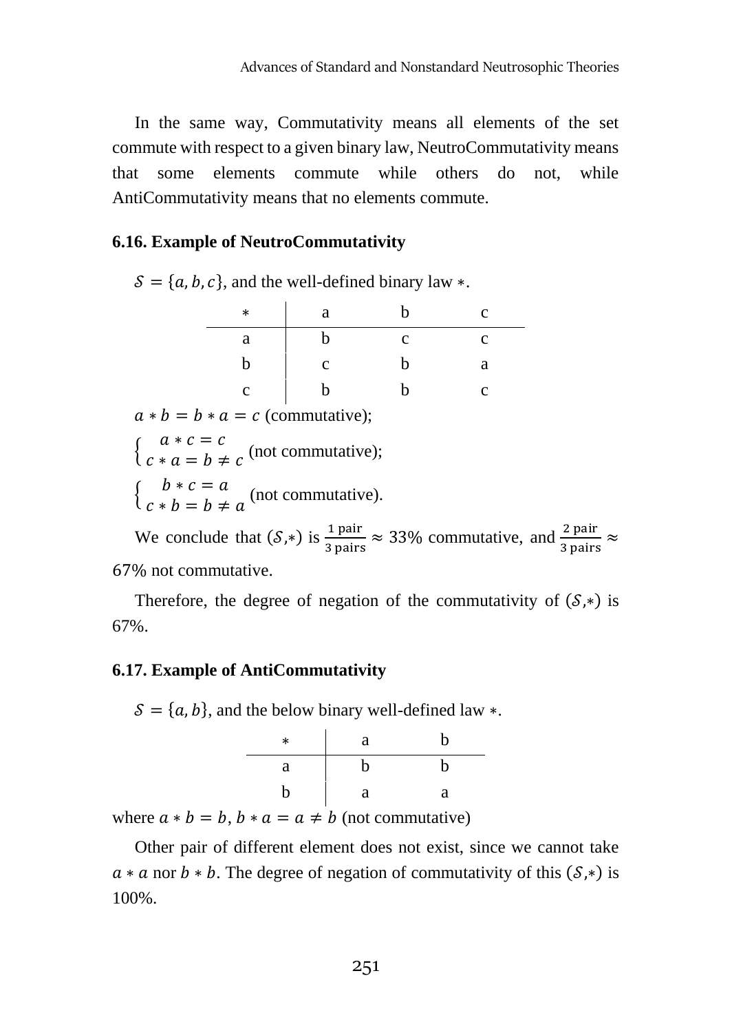In the same way, Commutativity means all elements of the set commute with respect to a given binary law, NeutroCommutativity means that some elements commute while others do not, while AntiCommutativity means that no elements commute.

### 6.16. Example of NeutroCommutativity

$\mathcal{S} = \{a, b, c\}$, and the well-defined binary law $*$.

| $*$ | a | b | c |
|---|---|---|---|
| a | b | c | c |
| b | c | b | a |
| c | b | b | c |

$a * b = b * a = c$ (commutative);

$\begin{cases} a * c = c \\ c * a = b \neq c \end{cases}$ (not commutative);

$\begin{cases} b * c = a \\ c * b = b \neq a \end{cases}$ (not commutative).

We conclude that $(\mathcal{S}, *)$ is $\frac{1 \text{ pair}}{3 \text{ pairs}} \approx 33\%$ commutative, and $\frac{2 \text{ pair}}{3 \text{ pairs}} \approx 67\%$ not commutative.

Therefore, the degree of negation of the commutativity of $(\mathcal{S}, *)$ is 67%.

### 6.17. Example of AntiCommutativity

$\mathcal{S} = \{a, b\}$, and the below binary well-defined law $*$.

| $*$ | a | b |
|---|---|---|
| a | b | b |
| b | a | a |

where $a * b = b$, $b * a = a \neq b$ (not commutative)

Other pair of different element does not exist, since we cannot take $a * a$ nor $b * b$. The degree of negation of commutativity of this $(\mathcal{S}, *)$ is 100%.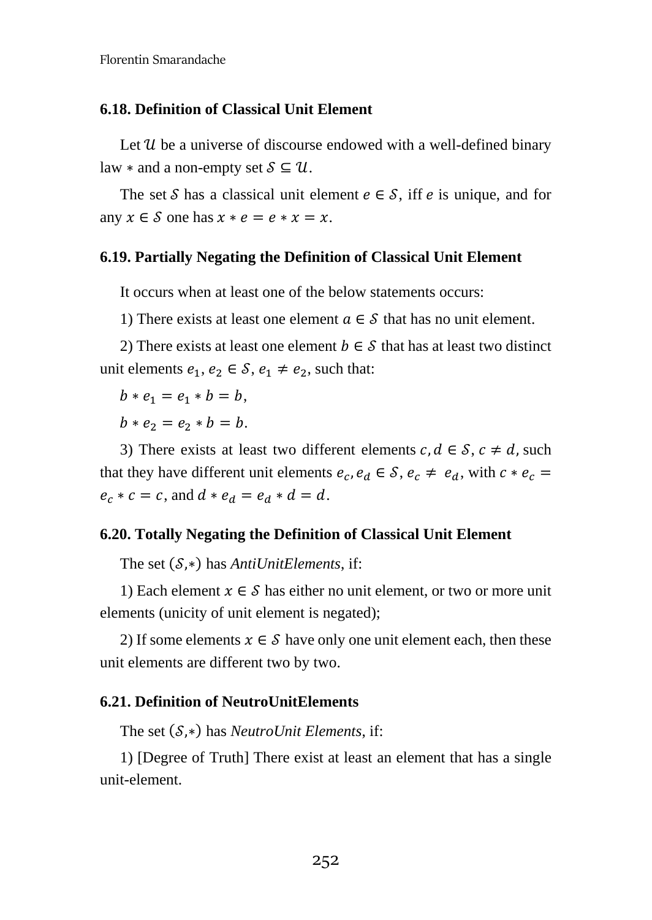### 6.18. Definition of Classical Unit Element

Let $\mathcal{U}$ be a universe of discourse endowed with a well-defined binary law $*$ and a non-empty set $\mathcal{S} \subseteq \mathcal{U}$.

The set $\mathcal{S}$ has a classical unit element $e \in \mathcal{S}$, iff $e$ is unique, and for any $x \in \mathcal{S}$ one has $x * e = e * x = x$.

### 6.19. Partially Negating the Definition of Classical Unit Element

It occurs when at least one of the below statements occurs:

1) There exists at least one element $a \in \mathcal{S}$ that has no unit element.

2) There exists at least one element $b \in \mathcal{S}$ that has at least two distinct unit elements $e_1, e_2 \in \mathcal{S}$, $e_1 \neq e_2$, such that:

$b * e_1 = e_1 * b = b$,

$b * e_2 = e_2 * b = b$.

3) There exists at least two different elements $c, d \in \mathcal{S}$, $c \neq d$, such that they have different unit elements $e_c, e_d \in \mathcal{S}$, $e_c \neq e_d$, with $c * e_c = e_c * c = c$, and $d * e_d = e_d * d = d$.

### 6.20. Totally Negating the Definition of Classical Unit Element

The set $(\mathcal{S}, *)$ has *AntiUnitElements*, if:

1) Each element $x \in \mathcal{S}$ has either no unit element, or two or more unit elements (unicity of unit element is negated);

2) If some elements $x \in \mathcal{S}$ have only one unit element each, then these unit elements are different two by two.

### 6.21. Definition of NeutroUnitElements

The set $(\mathcal{S}, *)$ has *NeutroUnit Elements*, if:

1) [Degree of Truth] There exist at least an element that has a single unit-element.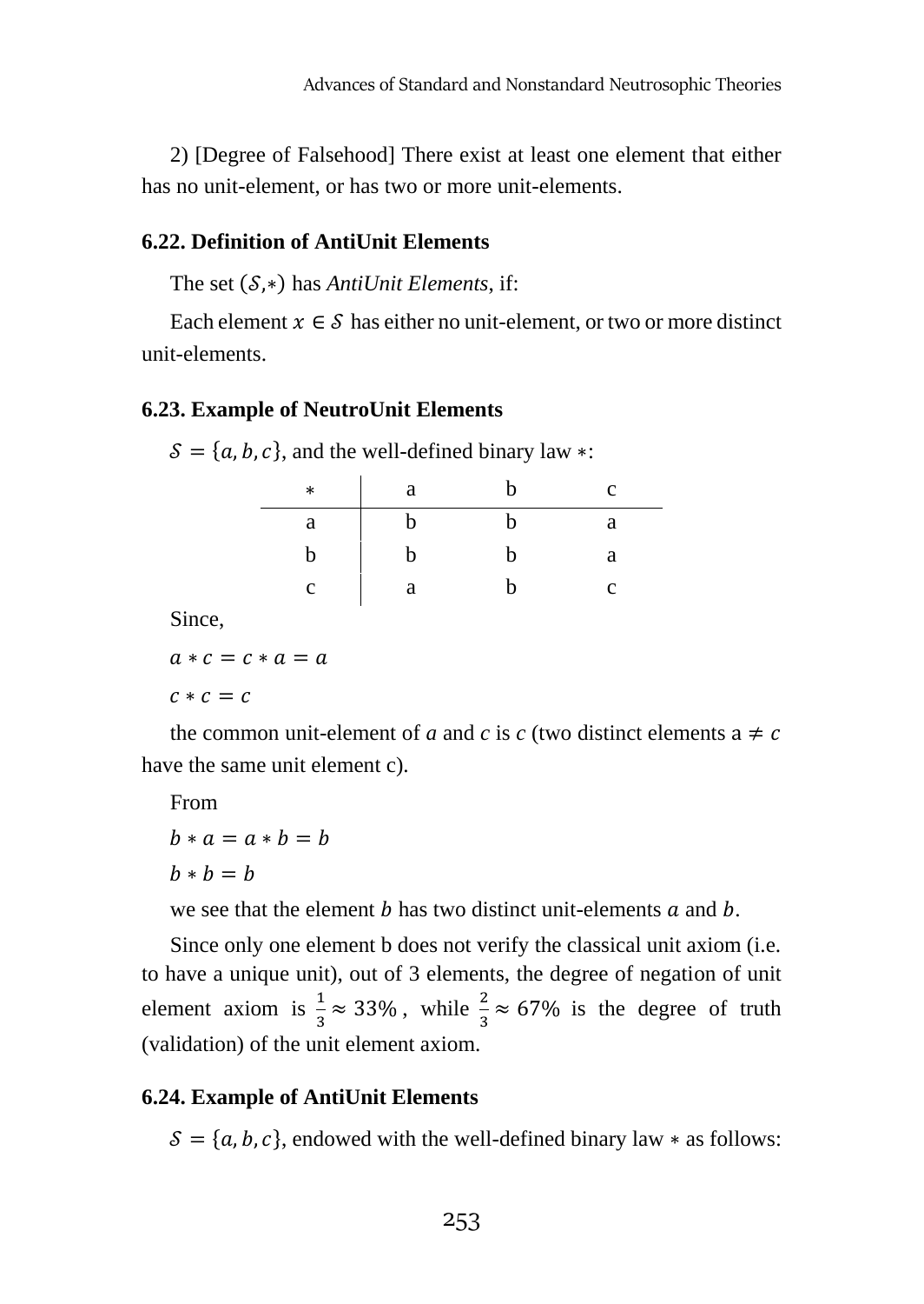2) [Degree of Falsehood] There exist at least one element that either has no unit-element, or has two or more unit-elements.

### 6.22. Definition of AntiUnit Elements

The set $(\mathcal{S},*)$ has *AntiUnit Elements*, if:

Each element $x \in \mathcal{S}$ has either no unit-element, or two or more distinct unit-elements.

### 6.23. Example of NeutroUnit Elements

$\mathcal{S} = \{a, b, c\}$, and the well-defined binary law $*$:

| * | a | b | c |
|---|---|---|---|
| a | b | b | a |
| b | b | b | a |
| c | a | b | c |

Since,

$a * c = c * a = a$

$c * c = c$

the common unit-element of *a* and *c* is *c* (two distinct elements a $\neq c$ have the same unit element c).

From

$b * a = a * b = b$

$b * b = b$

we see that the element $b$ has two distinct unit-elements $a$ and $b$.

Since only one element b does not verify the classical unit axiom (i.e. to have a unique unit), out of 3 elements, the degree of negation of unit element axiom is $\frac{1}{3} \approx 33\%$, while $\frac{2}{3} \approx 67\%$ is the degree of truth (validation) of the unit element axiom.

### 6.24. Example of AntiUnit Elements

$\mathcal{S} = \{a, b, c\}$, endowed with the well-defined binary law $*$ as follows: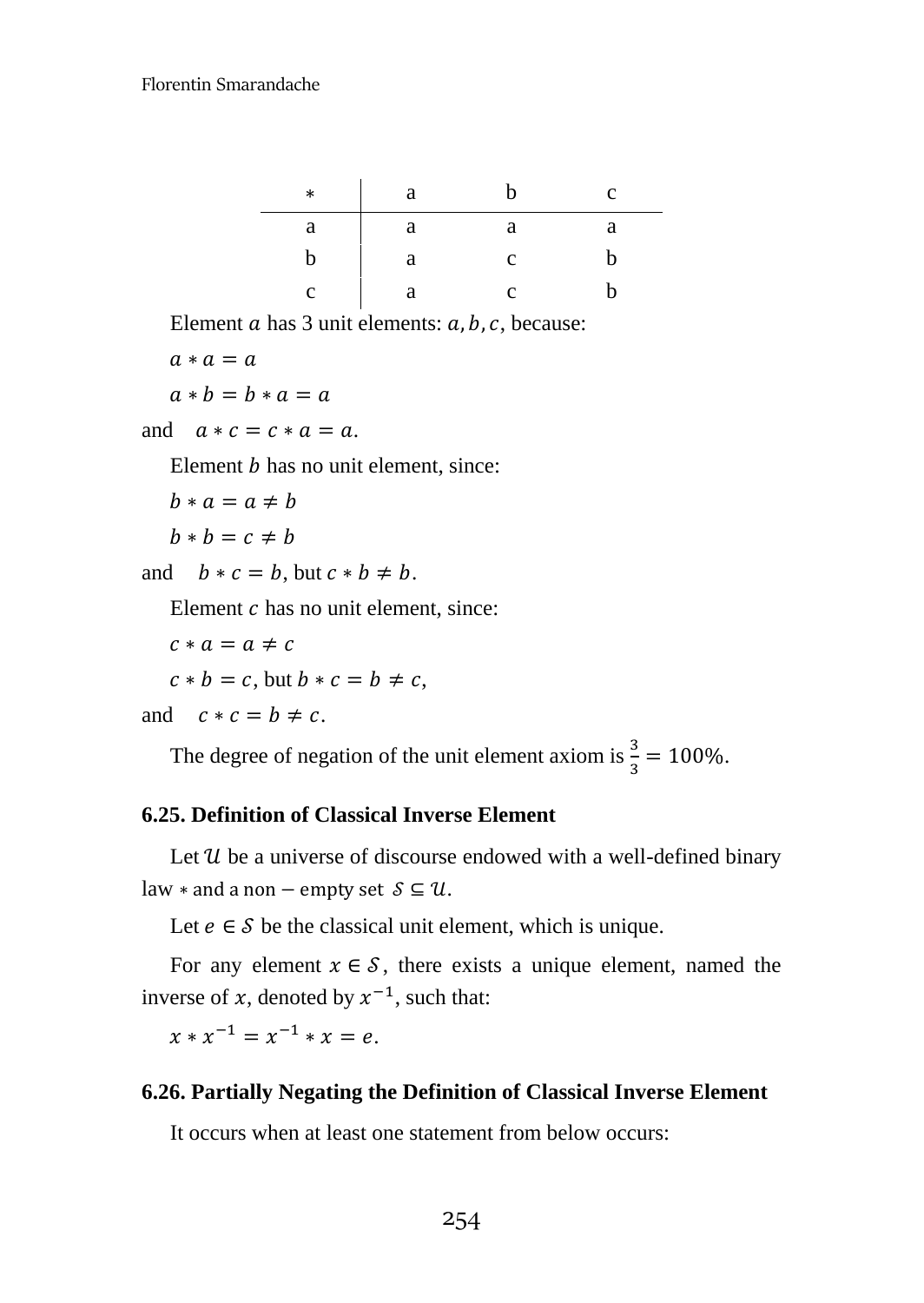| $*$ | a | b | c |
|---|---|---|---|
| a | a | a | a |
| b | a | c | b |
| c | a | c | b |

Element $a$ has 3 unit elements: $a, b, c$, because:

$a * a = a$

$a * b = b * a = a$

and $a * c = c * a = a$.

Element $b$ has no unit element, since:

$b * a = a \neq b$

$b * b = c \neq b$

and $b * c = b$, but $c * b \neq b$.

Element $c$ has no unit element, since:

$c * a = a \neq c$

$c * b = c$, but $b * c = b \neq c$,

and $c * c = b \neq c$.

The degree of negation of the unit element axiom is $\frac{3}{3} = 100\%$.

### 6.25. Definition of Classical Inverse Element

Let $\mathcal{U}$ be a universe of discourse endowed with a well-defined binary law $*$ and a non − empty set $\mathcal{S} \subseteq \mathcal{U}$.

Let $e \in \mathcal{S}$ be the classical unit element, which is unique.

For any element $x \in \mathcal{S}$, there exists a unique element, named the inverse of $x$, denoted by $x^{-1}$, such that:

$x * x^{-1} = x^{-1} * x = e$.

### 6.26. Partially Negating the Definition of Classical Inverse Element

It occurs when at least one statement from below occurs: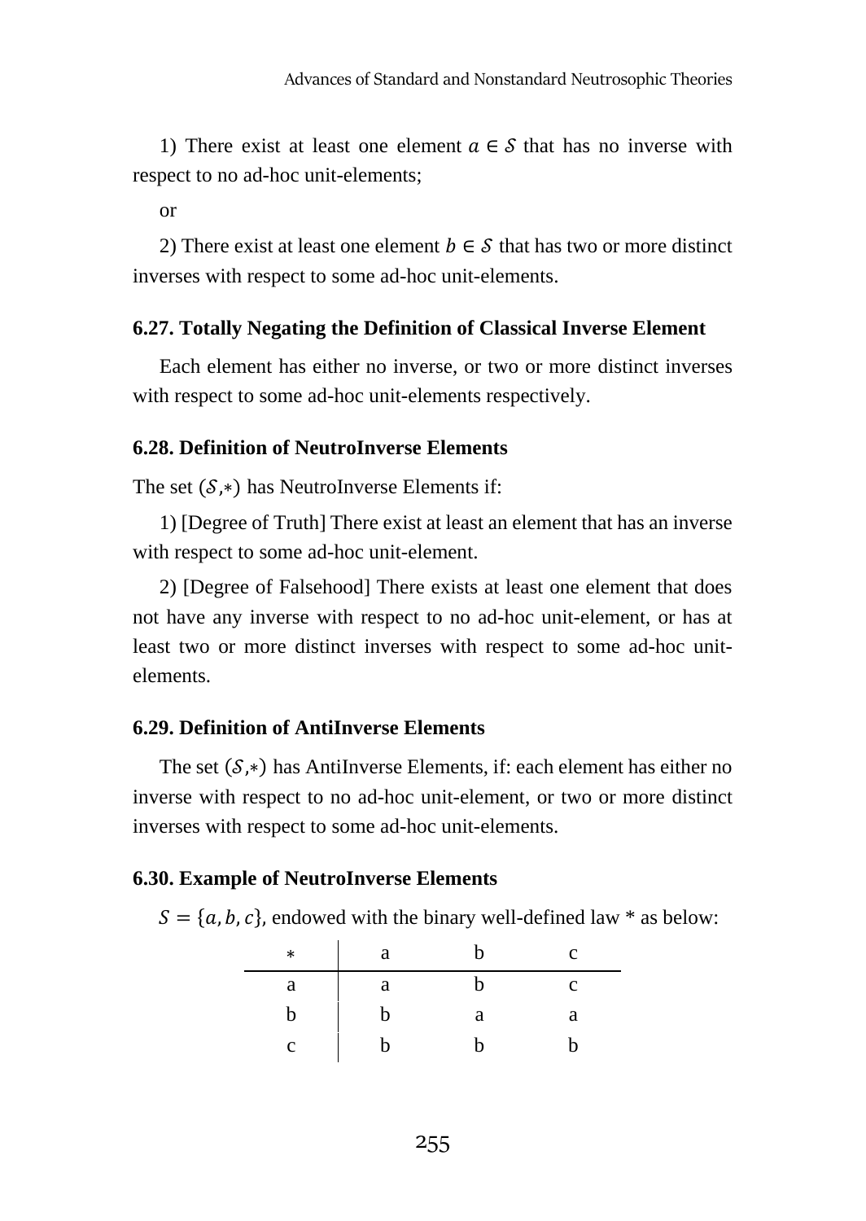1) There exist at least one element $a \in \mathcal{S}$ that has no inverse with respect to no ad-hoc unit-elements;

or

2) There exist at least one element $b \in \mathcal{S}$ that has two or more distinct inverses with respect to some ad-hoc unit-elements.

### 6.27. Totally Negating the Definition of Classical Inverse Element

Each element has either no inverse, or two or more distinct inverses with respect to some ad-hoc unit-elements respectively.

### 6.28. Definition of NeutroInverse Elements

The set $(\mathcal{S},*)$ has NeutroInverse Elements if:

1) [Degree of Truth] There exist at least an element that has an inverse with respect to some ad-hoc unit-element.

2) [Degree of Falsehood] There exists at least one element that does not have any inverse with respect to no ad-hoc unit-element, or has at least two or more distinct inverses with respect to some ad-hoc unit-elements.

### 6.29. Definition of AntiInverse Elements

The set $(\mathcal{S},*)$ has AntiInverse Elements, if: each element has either no inverse with respect to no ad-hoc unit-element, or two or more distinct inverses with respect to some ad-hoc unit-elements.

### 6.30. Example of NeutroInverse Elements

$S = \{a, b, c\}$, endowed with the binary well-defined law * as below:

| $*$ | a | b | c |
|---|---|---|---|
| a | a | b | c |
| b | b | a | a |
| c | b | b | b |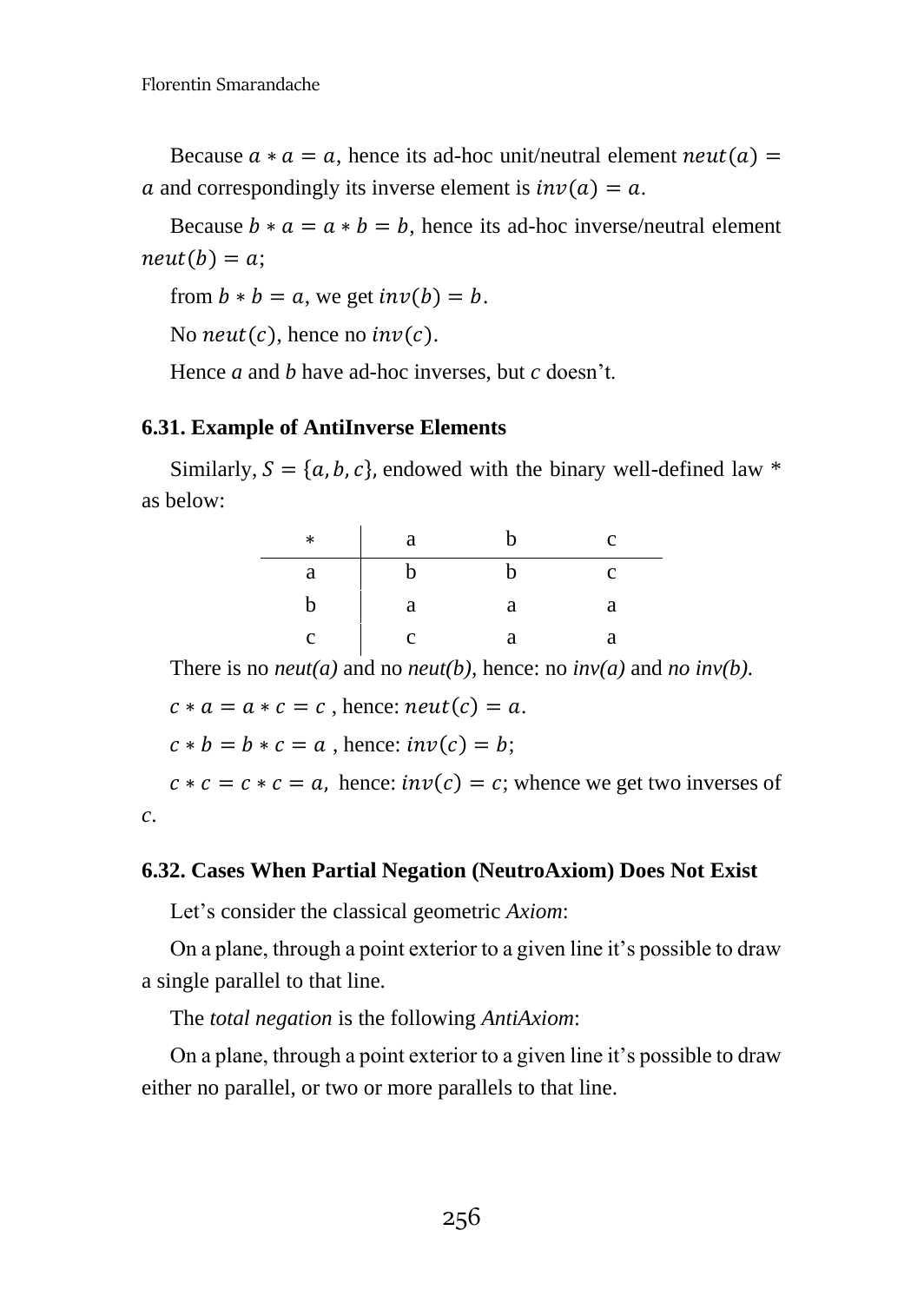Because $a * a = a$, hence its ad-hoc unit/neutral element $neut(a) = a$ and correspondingly its inverse element is $inv(a) = a$.

Because $b * a = a * b = b$, hence its ad-hoc inverse/neutral element $neut(b) = a$;

from $b * b = a$, we get $inv(b) = b$.

No $neut(c)$, hence no $inv(c)$.

Hence *a* and *b* have ad-hoc inverses, but *c* doesn't.

### 6.31. Example of AntiInverse Elements

Similarly, $S = \{a, b, c\}$, endowed with the binary well-defined law * as below:

| * | a | b | c |
|---|---|---|---|
| a | b | b | c |
| b | a | a | a |
| c | c | a | a |

There is no *neut(a)* and no *neut(b)*, hence: no *inv(a)* and *no inv(b).*

$c * a = a * c = c$ , hence: $neut(c) = a$.

$c * b = b * c = a$ , hence: $inv(c) = b$;

$c * c = c * c = a,$ hence: $inv(c) = c$; whence we get two inverses of $c$.

### 6.32. Cases When Partial Negation (NeutroAxiom) Does Not Exist

Let's consider the classical geometric *Axiom*:

On a plane, through a point exterior to a given line it's possible to draw a single parallel to that line.

The *total negation* is the following *AntiAxiom*:

On a plane, through a point exterior to a given line it's possible to draw either no parallel, or two or more parallels to that line.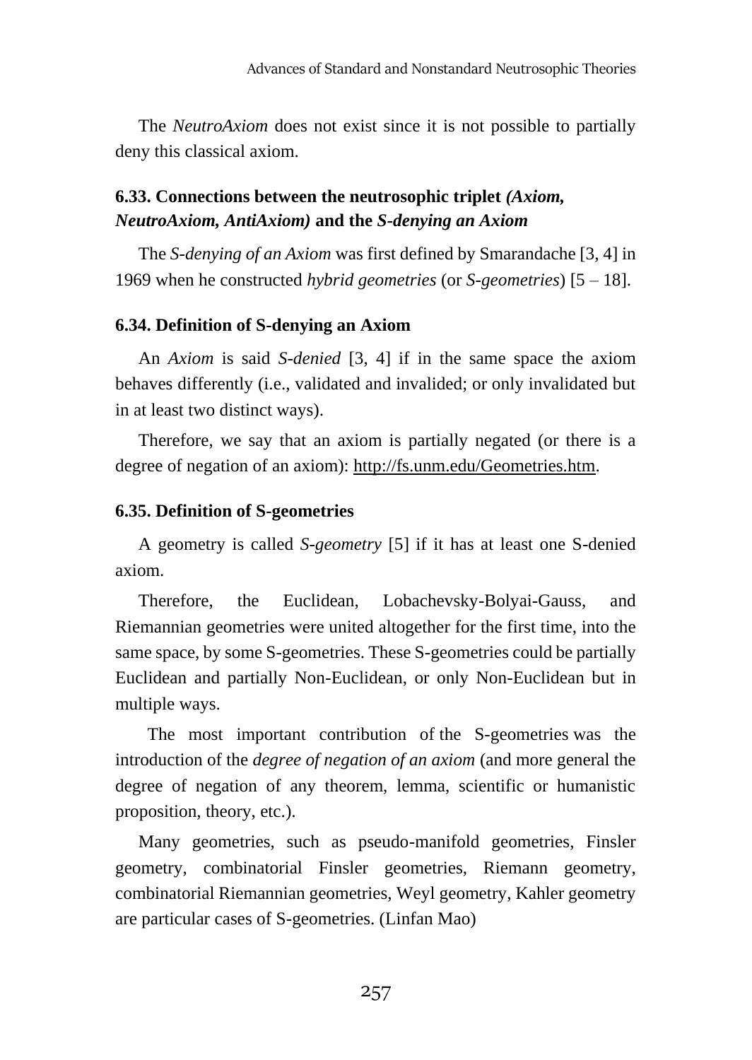The *NeutroAxiom* does not exist since it is not possible to partially deny this classical axiom.

### 6.33. Connections between the neutrosophic triplet *(Axiom, NeutroAxiom, AntiAxiom)* and the *S-denying an Axiom*

The *S-denying of an Axiom* was first defined by Smarandache [3, 4] in 1969 when he constructed *hybrid geometries* (or *S-geometries*) [5 – 18].

### 6.34. Definition of S-denying an Axiom

An *Axiom* is said *S-denied* [3, 4] if in the same space the axiom behaves differently (i.e., validated and invalided; or only invalidated but in at least two distinct ways).

Therefore, we say that an axiom is partially negated (or there is a degree of negation of an axiom): http://fs.unm.edu/Geometries.htm.

### 6.35. Definition of S-geometries

A geometry is called *S-geometry* [5] if it has at least one S-denied axiom.

Therefore, the Euclidean, Lobachevsky-Bolyai-Gauss, and Riemannian geometries were united altogether for the first time, into the same space, by some S-geometries. These S-geometries could be partially Euclidean and partially Non-Euclidean, or only Non-Euclidean but in multiple ways.

The most important contribution of the S-geometries was the introduction of the *degree of negation of an axiom* (and more general the degree of negation of any theorem, lemma, scientific or humanistic proposition, theory, etc.).

Many geometries, such as pseudo-manifold geometries, Finsler geometry, combinatorial Finsler geometries, Riemann geometry, combinatorial Riemannian geometries, Weyl geometry, Kahler geometry are particular cases of S-geometries. (Linfan Mao)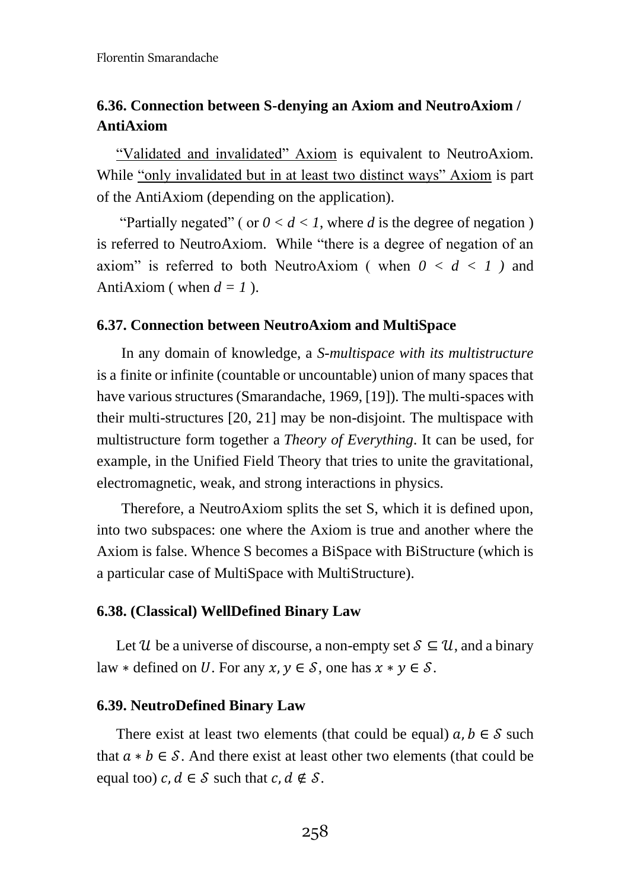### 6.36. Connection between S-denying an Axiom and NeutroAxiom / AntiAxiom

"Validated and invalidated" Axiom is equivalent to NeutroAxiom. While "only invalidated but in at least two distinct ways" Axiom is part of the AntiAxiom (depending on the application).

"Partially negated" ( or $0 < d < 1$, where $d$ is the degree of negation ) is referred to NeutroAxiom. While "there is a degree of negation of an axiom" is referred to both NeutroAxiom ( when $0 < d < 1$ ) and AntiAxiom ( when $d = 1$ ).

### 6.37. Connection between NeutroAxiom and MultiSpace

In any domain of knowledge, a *S-multispace with its multistructure* is a finite or infinite (countable or uncountable) union of many spaces that have various structures (Smarandache, 1969, [19]). The multi-spaces with their multi-structures [20, 21] may be non-disjoint. The multispace with multistructure form together a *Theory of Everything*. It can be used, for example, in the Unified Field Theory that tries to unite the gravitational, electromagnetic, weak, and strong interactions in physics.

Therefore, a NeutroAxiom splits the set S, which it is defined upon, into two subspaces: one where the Axiom is true and another where the Axiom is false. Whence S becomes a BiSpace with BiStructure (which is a particular case of MultiSpace with MultiStructure).

### 6.38. (Classical) WellDefined Binary Law

Let $\mathcal{U}$ be a universe of discourse, a non-empty set $\mathcal{S} \subseteq \mathcal{U}$, and a binary law $*$ defined on $U$. For any $x, y \in \mathcal{S}$, one has $x * y \in \mathcal{S}$.

### 6.39. NeutroDefined Binary Law

There exist at least two elements (that could be equal) $a, b \in \mathcal{S}$ such that $a * b \in \mathcal{S}$. And there exist at least other two elements (that could be equal too) $c, d \in \mathcal{S}$ such that $c, d \notin \mathcal{S}$.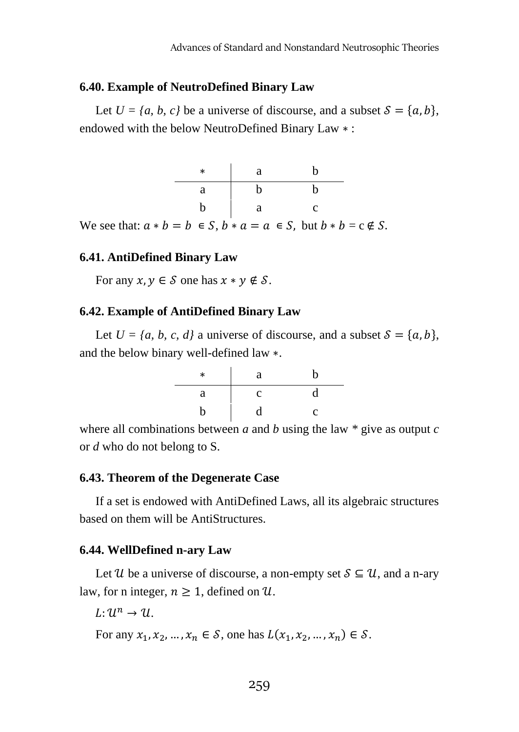### 6.40. Example of NeutroDefined Binary Law

Let $U = \{a, b, c\}$ be a universe of discourse, and a subset $\mathcal{S} = \{a, b\}$, endowed with the below NeutroDefined Binary Law $*$ :

| $*$ | a | b |
|---|---|---|
| a | b | b |
| b | a | c |

We see that: $a * b = b \in S$, $b * a = a \in S$, but $b * b$ = c $\notin S$.

### 6.41. AntiDefined Binary Law

For any $x, y \in \mathcal{S}$ one has $x * y \notin \mathcal{S}$.

### 6.42. Example of AntiDefined Binary Law

Let $U = \{a, b, c, d\}$ a universe of discourse, and a subset $\mathcal{S} = \{a, b\}$, and the below binary well-defined law $*$.

| $*$ | a | b |
|---|---|---|
| a | c | d |
| b | d | c |

where all combinations between *a* and *b* using the law * give as output *c* or *d* who do not belong to S.

### 6.43. Theorem of the Degenerate Case

If a set is endowed with AntiDefined Laws, all its algebraic structures based on them will be AntiStructures.

### 6.44. WellDefined n-ary Law

Let $\mathcal{U}$ be a universe of discourse, a non-empty set $\mathcal{S} \subseteq \mathcal{U}$, and a n-ary law, for n integer, $n \geq 1$, defined on $\mathcal{U}$.

$L: \mathcal{U}^n \to \mathcal{U}$.

For any $x_1, x_2, \dots, x_n \in \mathcal{S}$, one has $L(x_1, x_2, \dots, x_n) \in \mathcal{S}$.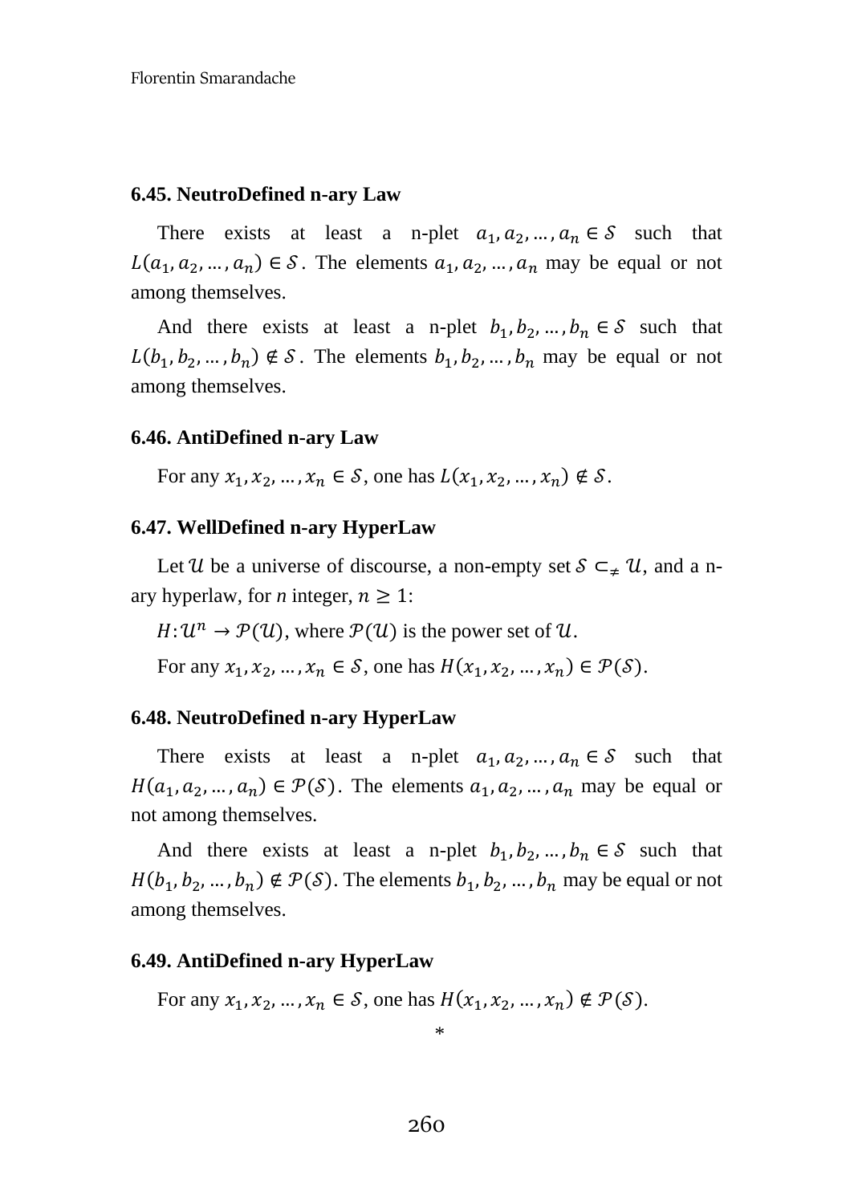### 6.45. NeutroDefined n-ary Law

There exists at least a n-plet $a_1, a_2, \dots, a_n \in \mathcal{S}$ such that $L(a_1, a_2, \dots, a_n) \in \mathcal{S}$. The elements $a_1, a_2, \dots, a_n$ may be equal or not among themselves.

And there exists at least a n-plet $b_1, b_2, \dots, b_n \in \mathcal{S}$ such that $L(b_1, b_2, \dots, b_n) \notin \mathcal{S}$. The elements $b_1, b_2, \dots, b_n$ may be equal or not among themselves.

### 6.46. AntiDefined n-ary Law

For any $x_1, x_2, \dots, x_n \in \mathcal{S}$, one has $L(x_1, x_2, \dots, x_n) \notin \mathcal{S}$.

### 6.47. WellDefined n-ary HyperLaw

Let $\mathcal{U}$ be a universe of discourse, a non-empty set $\mathcal{S} \subset_{\neq} \mathcal{U}$, and a n-ary hyperlaw, for *n* integer, $n \geq 1$:

$H: \mathcal{U}^n \to \mathcal{P}(\mathcal{U})$, where $\mathcal{P}(\mathcal{U})$ is the power set of $\mathcal{U}$.

For any $x_1, x_2, \dots, x_n \in \mathcal{S}$, one has $H(x_1, x_2, \dots, x_n) \in \mathcal{P}(\mathcal{S})$.

### 6.48. NeutroDefined n-ary HyperLaw

There exists at least a n-plet $a_1, a_2, \dots, a_n \in \mathcal{S}$ such that $H(a_1, a_2, \dots, a_n) \in \mathcal{P}(\mathcal{S})$. The elements $a_1, a_2, \dots, a_n$ may be equal or not among themselves.

And there exists at least a n-plet $b_1, b_2, \dots, b_n \in \mathcal{S}$ such that $H(b_1, b_2, \dots, b_n) \notin \mathcal{P}(\mathcal{S})$. The elements $b_1, b_2, \dots, b_n$ may be equal or not among themselves.

### 6.49. AntiDefined n-ary HyperLaw

For any $x_1, x_2, \dots, x_n \in \mathcal{S}$, one has $H(x_1, x_2, \dots, x_n) \notin \mathcal{P}(\mathcal{S})$.

*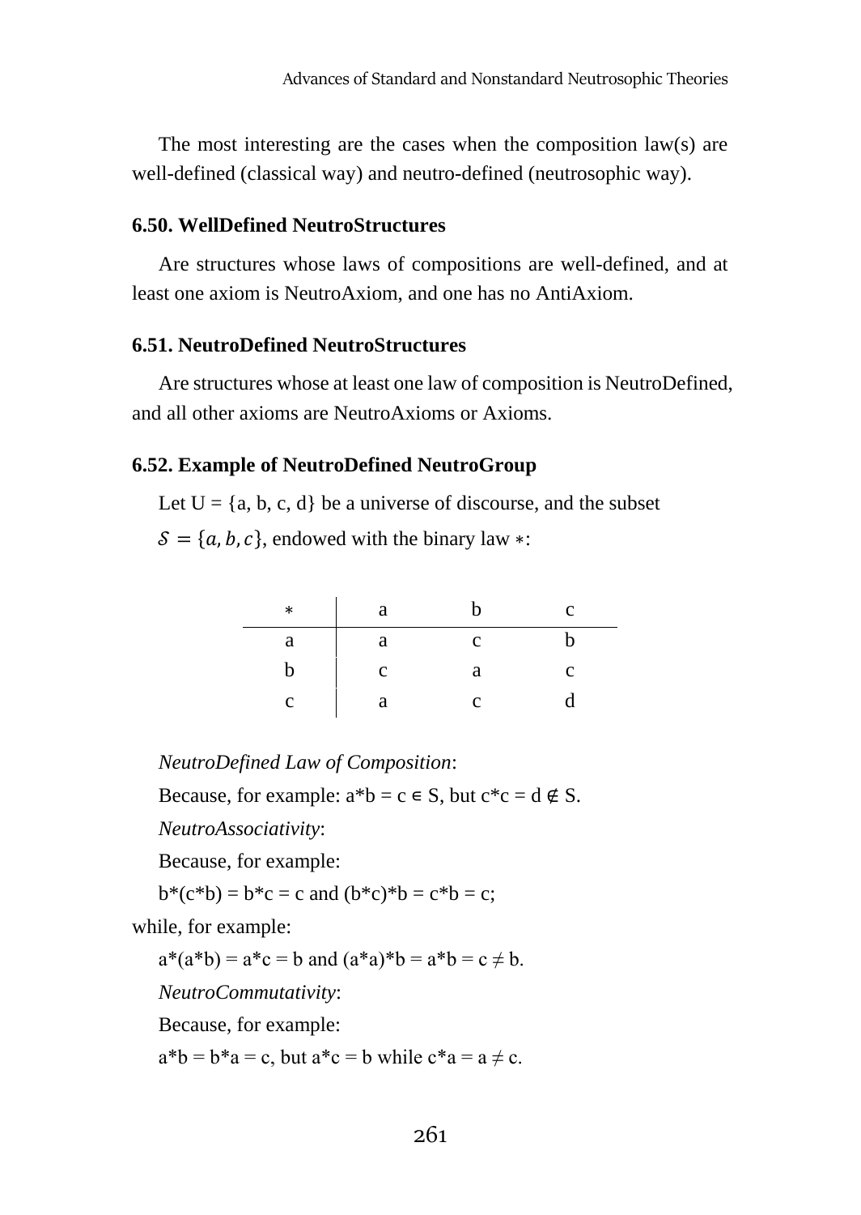The most interesting are the cases when the composition law(s) are well-defined (classical way) and neutro-defined (neutrosophic way).

### 6.50. WellDefined NeutroStructures

Are structures whose laws of compositions are well-defined, and at least one axiom is NeutroAxiom, and one has no AntiAxiom.

### 6.51. NeutroDefined NeutroStructures

Are structures whose at least one law of composition is NeutroDefined, and all other axioms are NeutroAxioms or Axioms.

### 6.52. Example of NeutroDefined NeutroGroup

Let U = {a, b, c, d} be a universe of discourse, and the subset

$\mathcal{S} = \{a, b, c\}$, endowed with the binary law $*$:

| * | a | b | c |
|---|---|---|---|
| a | a | c | b |
| b | c | a | c |
| c | a | c | d |

*NeutroDefined Law of Composition*:

Because, for example: a*b = c ∈ S, but c*c = d ∉ S.

*NeutroAssociativity*:

Because, for example:

b*(c*b) = b*c = c and (b*c)*b = c*b = c;

while, for example:

a*(a*b) = a*c = b and (a*a)*b = a*b = c ≠ b.

*NeutroCommutativity*:

Because, for example:

a*b = b*a = c, but a*c = b while c*a = a ≠ c.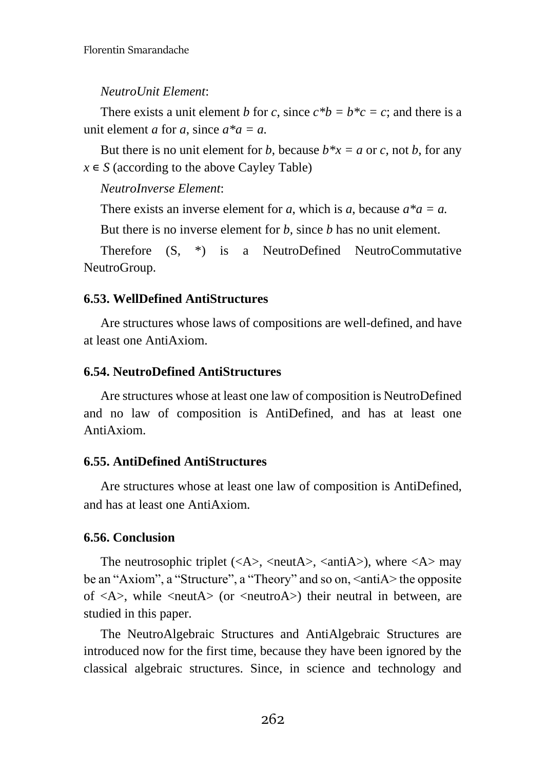*NeutroUnit Element*:

There exists a unit element $b$ for $c$, since $c*b = b*c = c$; and there is a unit element $a$ for $a$, since $a*a = a$.

But there is no unit element for $b$, because $b*x = a$ or $c$, not $b$, for any $x \in S$ (according to the above Cayley Table)

*NeutroInverse Element*:

There exists an inverse element for $a$, which is $a$, because $a*a = a$.

But there is no inverse element for $b$, since $b$ has no unit element.

Therefore (S, *) is a NeutroDefined NeutroCommutative NeutroGroup.

### 6.53. WellDefined AntiStructures

Are structures whose laws of compositions are well-defined, and have at least one AntiAxiom.

### 6.54. NeutroDefined AntiStructures

Are structures whose at least one law of composition is NeutroDefined and no law of composition is AntiDefined, and has at least one AntiAxiom.

### 6.55. AntiDefined AntiStructures

Are structures whose at least one law of composition is AntiDefined, and has at least one AntiAxiom.

### 6.56. Conclusion

The neutrosophic triplet (<A>, <neutA>, <antiA>), where <A> may be an "Axiom", a "Structure", a "Theory" and so on, <antiA> the opposite of <A>, while <neutA> (or <neutroA>) their neutral in between, are studied in this paper.

The NeutroAlgebraic Structures and AntiAlgebraic Structures are introduced now for the first time, because they have been ignored by the classical algebraic structures. Since, in science and technology and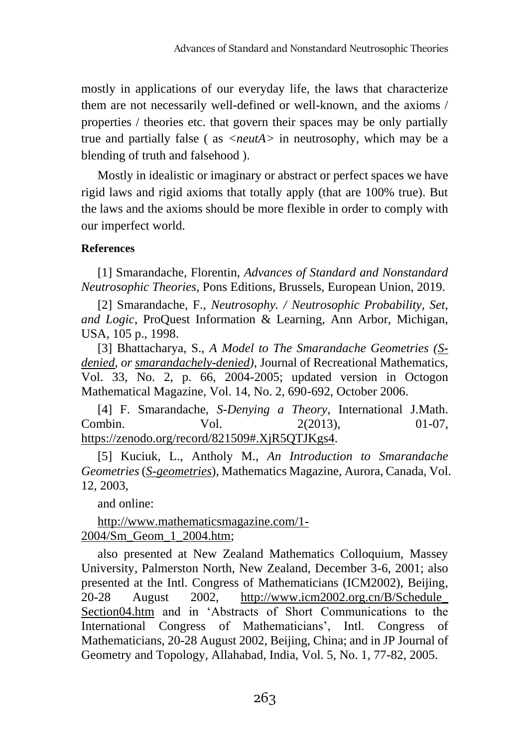mostly in applications of our everyday life, the laws that characterize them are not necessarily well-defined or well-known, and the axioms / properties / theories etc. that govern their spaces may be only partially true and partially false ( as *<neutA>* in neutrosophy, which may be a blending of truth and falsehood ).

Mostly in idealistic or imaginary or abstract or perfect spaces we have rigid laws and rigid axioms that totally apply (that are 100% true). But the laws and the axioms should be more flexible in order to comply with our imperfect world.

**References**

[1] Smarandache, Florentin, *Advances of Standard and Nonstandard Neutrosophic Theories*, Pons Editions, Brussels, European Union, 2019.

[2] Smarandache, F., *Neutrosophy. / Neutrosophic Probability, Set, and Logic*, ProQuest Information & Learning, Ann Arbor, Michigan, USA, 105 p., 1998.

[3] Bhattacharya, S., *A Model to The Smarandache Geometries (S-denied, or smarandachely-denied)*, Journal of Recreational Mathematics, Vol. 33, No. 2, p. 66, 2004-2005; updated version in Octogon Mathematical Magazine, Vol. 14, No. 2, 690-692, October 2006.

[4] F. Smarandache, *S-Denying a Theory*, International J.Math. Combin. Vol. 2(2013), 01-07, https://zenodo.org/record/821509#.XjR5QTJKgs4.

[5] Kuciuk, L., Antholy M., *An Introduction to Smarandache Geometries* (*S-geometries*), Mathematics Magazine, Aurora, Canada, Vol. 12, 2003,

and online:

http://www.mathematicsmagazine.com/1-2004/Sm_Geom_1_2004.htm;

also presented at New Zealand Mathematics Colloquium, Massey University, Palmerston North, New Zealand, December 3-6, 2001; also presented at the Intl. Congress of Mathematicians (ICM2002), Beijing, 20-28 August 2002, http://www.icm2002.org.cn/B/Schedule_Section04.htm and in 'Abstracts of Short Communications to the International Congress of Mathematicians', Intl. Congress of Mathematicians, 20-28 August 2002, Beijing, China; and in JP Journal of Geometry and Topology, Allahabad, India, Vol. 5, No. 1, 77-82, 2005.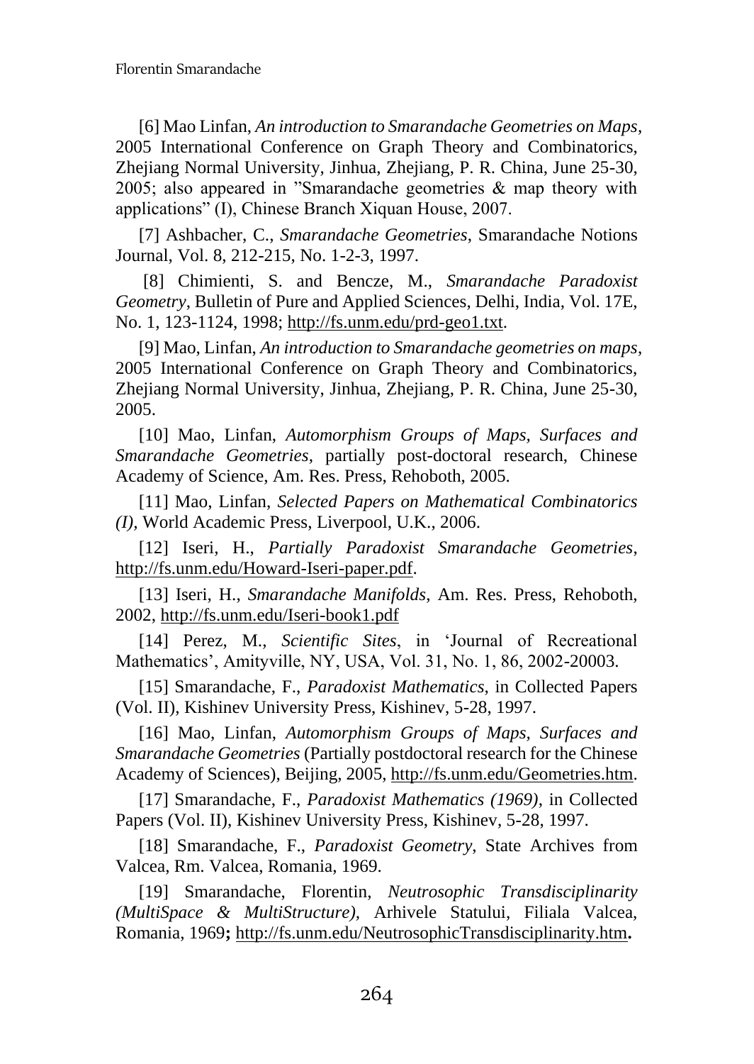[6] Mao Linfan, *An introduction to Smarandache Geometries on Maps*, 2005 International Conference on Graph Theory and Combinatorics, Zhejiang Normal University, Jinhua, Zhejiang, P. R. China, June 25-30, 2005; also appeared in "Smarandache geometries & map theory with applications" (I), Chinese Branch Xiquan House, 2007.

[7] Ashbacher, C., *Smarandache Geometries*, Smarandache Notions Journal, Vol. 8, 212-215, No. 1-2-3, 1997.

[8] Chimienti, S. and Bencze, M., *Smarandache Paradoxist Geometry*, Bulletin of Pure and Applied Sciences, Delhi, India, Vol. 17E, No. 1, 123-1124, 1998; http://fs.unm.edu/prd-geo1.txt.

[9] Mao, Linfan, *An introduction to Smarandache geometries on maps*, 2005 International Conference on Graph Theory and Combinatorics, Zhejiang Normal University, Jinhua, Zhejiang, P. R. China, June 25-30, 2005.

[10] Mao, Linfan, *Automorphism Groups of Maps, Surfaces and Smarandache Geometries*, partially post-doctoral research, Chinese Academy of Science, Am. Res. Press, Rehoboth, 2005.

[11] Mao, Linfan, *Selected Papers on Mathematical Combinatorics (I)*, World Academic Press, Liverpool, U.K., 2006.

[12] Iseri, H., *Partially Paradoxist Smarandache Geometries*, http://fs.unm.edu/Howard-Iseri-paper.pdf.

[13] Iseri, H., *Smarandache Manifolds*, Am. Res. Press, Rehoboth, 2002, http://fs.unm.edu/Iseri-book1.pdf

[14] Perez, M., *Scientific Sites*, in 'Journal of Recreational Mathematics', Amityville, NY, USA, Vol. 31, No. 1, 86, 2002-20003.

[15] Smarandache, F., *Paradoxist Mathematics*, in Collected Papers (Vol. II), Kishinev University Press, Kishinev, 5-28, 1997.

[16] Mao, Linfan, *Automorphism Groups of Maps, Surfaces and Smarandache Geometries* (Partially postdoctoral research for the Chinese Academy of Sciences), Beijing, 2005, http://fs.unm.edu/Geometries.htm.

[17] Smarandache, F., *Paradoxist Mathematics (1969)*, in Collected Papers (Vol. II), Kishinev University Press, Kishinev, 5-28, 1997.

[18] Smarandache, F., *Paradoxist Geometry*, State Archives from Valcea, Rm. Valcea, Romania, 1969.

[19] Smarandache, Florentin, *Neutrosophic Transdisciplinarity (MultiSpace & MultiStructure)*, Arhivele Statului, Filiala Valcea, Romania, 1969**;** http://fs.unm.edu/NeutrosophicTransdisciplinarity.htm**.**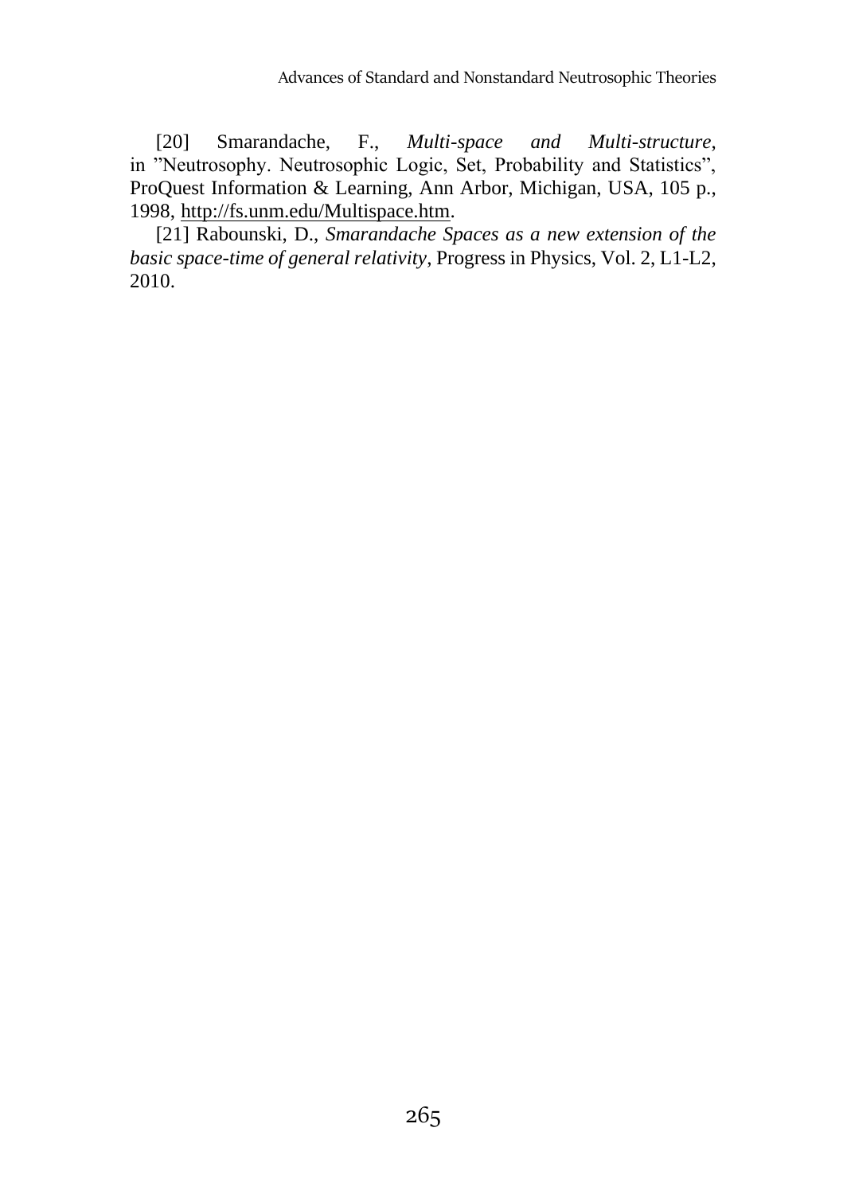[20] Smarandache, F., *Multi-space and Multi-structure*, in "Neutrosophy. Neutrosophic Logic, Set, Probability and Statistics", ProQuest Information & Learning, Ann Arbor, Michigan, USA, 105 p., 1998, http://fs.unm.edu/Multispace.htm.

[21] Rabounski, D., *Smarandache Spaces as a new extension of the basic space-time of general relativity*, Progress in Physics, Vol. 2, L1-L2, 2010.